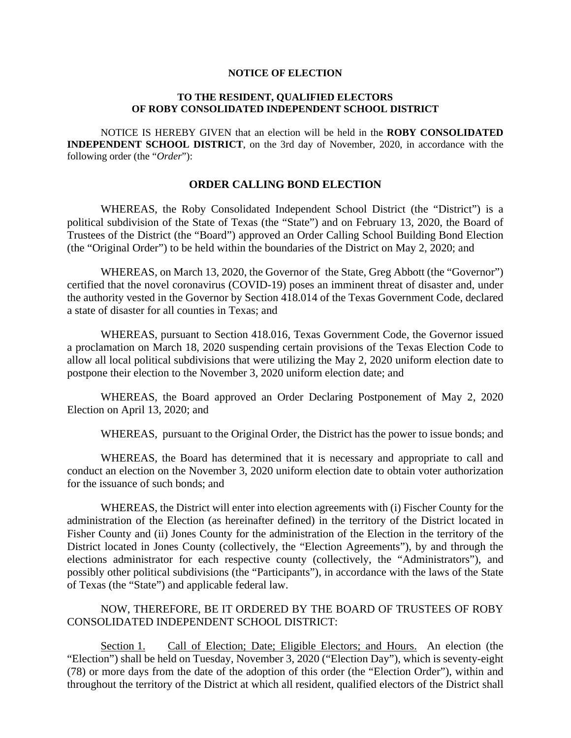**NOTICE OF ELECTION**

**TO THE RESIDENT, QUALIFIED ELECTORS OF ROBY CONSOLIDATED INDEPENDENT SCHOOL DISTRICT**

NOTICE IS HEREBY GIVEN that an election will be held in the **ROBY CONSOLIDATED INDEPENDENT SCHOOL DISTRICT**, on the 3rd day of November, 2020, in accordance with the following order (the "*Order*"):

## ORDER CALLING BOND ELECTION

WHEREAS, the Roby Consolidated Independent School District (the "District") is a political subdivision of the State of Texas (the "State") and on February 13, 2020, the Board of Trustees of the District (the "Board") approved an Order Calling School Building Bond Election (the "Original Order") to be held within the boundaries of the District on May 2, 2020; and

WHEREAS, on March 13, 2020, the Governor of the State, Greg Abbott (the "Governor") certified that the novel coronavirus (COVID-19) poses an imminent threat of disaster and, under the authority vested in the Governor by Section 418.014 of the Texas Government Code, declared a state of disaster for all counties in Texas; and

WHEREAS, pursuant to Section 418.016, Texas Government Code, the Governor issued a proclamation on March 18, 2020 suspending certain provisions of the Texas Election Code to allow all local political subdivisions that were utilizing the May 2, 2020 uniform election date to postpone their election to the November 3, 2020 uniform election date; and

WHEREAS, the Board approved an Order Declaring Postponement of May 2, 2020 Election on April 13, 2020; and

WHEREAS, pursuant to the Original Order, the District has the power to issue bonds; and

WHEREAS, the Board has determined that it is necessary and appropriate to call and conduct an election on the November 3, 2020 uniform election date to obtain voter authorization for the issuance of such bonds; and

WHEREAS, the District will enter into election agreements with (i) Fischer County for the administration of the Election (as hereinafter defined) in the territory of the District located in Fisher County and (ii) Jones County for the administration of the Election in the territory of the District located in Jones County (collectively, the "Election Agreements"), by and through the elections administrator for each respective county (collectively, the "Administrators"), and possibly other political subdivisions (the "Participants"), in accordance with the laws of the State of Texas (the "State") and applicable federal law.

NOW, THEREFORE, BE IT ORDERED BY THE BOARD OF TRUSTEES OF ROBY CONSOLIDATED INDEPENDENT SCHOOL DISTRICT:

Section 1. Call of Election; Date; Eligible Electors; and Hours. An election (the "Election") shall be held on Tuesday, November 3, 2020 ("Election Day"), which is seventy-eight (78) or more days from the date of the adoption of this order (the "Election Order"), within and throughout the territory of the District at which all resident, qualified electors of the District shall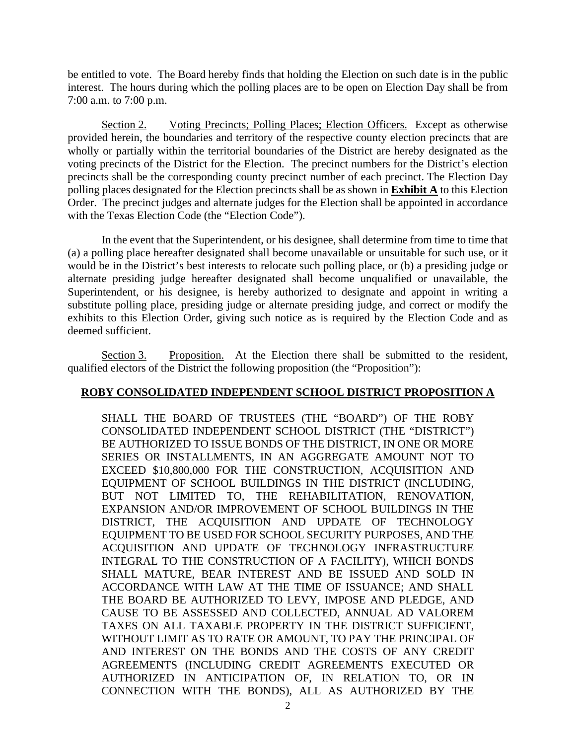be entitled to vote. The Board hereby finds that holding the Election on such date is in the public interest. The hours during which the polling places are to be open on Election Day shall be from 7:00 a.m. to 7:00 p.m.

Section 2. Voting Precincts; Polling Places; Election Officers. Except as otherwise provided herein, the boundaries and territory of the respective county election precincts that are wholly or partially within the territorial boundaries of the District are hereby designated as the voting precincts of the District for the Election. The precinct numbers for the District's election precincts shall be the corresponding county precinct number of each precinct. The Election Day polling places designated for the Election precincts shall be as shown in **Exhibit A** to this Election Order. The precinct judges and alternate judges for the Election shall be appointed in accordance with the Texas Election Code (the "Election Code").

In the event that the Superintendent, or his designee, shall determine from time to time that (a) a polling place hereafter designated shall become unavailable or unsuitable for such use, or it would be in the District's best interests to relocate such polling place, or (b) a presiding judge or alternate presiding judge hereafter designated shall become unqualified or unavailable, the Superintendent, or his designee, is hereby authorized to designate and appoint in writing a substitute polling place, presiding judge or alternate presiding judge, and correct or modify the exhibits to this Election Order, giving such notice as is required by the Election Code and as deemed sufficient.

Section 3. Proposition. At the Election there shall be submitted to the resident, qualified electors of the District the following proposition (the "Proposition"):

**ROBY CONSOLIDATED INDEPENDENT SCHOOL DISTRICT PROPOSITION A**

SHALL THE BOARD OF TRUSTEES (THE "BOARD") OF THE ROBY CONSOLIDATED INDEPENDENT SCHOOL DISTRICT (THE "DISTRICT") BE AUTHORIZED TO ISSUE BONDS OF THE DISTRICT, IN ONE OR MORE SERIES OR INSTALLMENTS, IN AN AGGREGATE AMOUNT NOT TO EXCEED $10,800,000 FOR THE CONSTRUCTION, ACQUISITION AND EQUIPMENT OF SCHOOL BUILDINGS IN THE DISTRICT (INCLUDING, BUT NOT LIMITED TO, THE REHABILITATION, RENOVATION, EXPANSION AND/OR IMPROVEMENT OF SCHOOL BUILDINGS IN THE DISTRICT, THE ACQUISITION AND UPDATE OF TECHNOLOGY EQUIPMENT TO BE USED FOR SCHOOL SECURITY PURPOSES, AND THE ACQUISITION AND UPDATE OF TECHNOLOGY INFRASTRUCTURE INTEGRAL TO THE CONSTRUCTION OF A FACILITY), WHICH BONDS SHALL MATURE, BEAR INTEREST AND BE ISSUED AND SOLD IN ACCORDANCE WITH LAW AT THE TIME OF ISSUANCE; AND SHALL THE BOARD BE AUTHORIZED TO LEVY, IMPOSE AND PLEDGE, AND CAUSE TO BE ASSESSED AND COLLECTED, ANNUAL AD VALOREM TAXES ON ALL TAXABLE PROPERTY IN THE DISTRICT SUFFICIENT, WITHOUT LIMIT AS TO RATE OR AMOUNT, TO PAY THE PRINCIPAL OF AND INTEREST ON THE BONDS AND THE COSTS OF ANY CREDIT AGREEMENTS (INCLUDING CREDIT AGREEMENTS EXECUTED OR AUTHORIZED IN ANTICIPATION OF, IN RELATION TO, OR IN CONNECTION WITH THE BONDS), ALL AS AUTHORIZED BY THE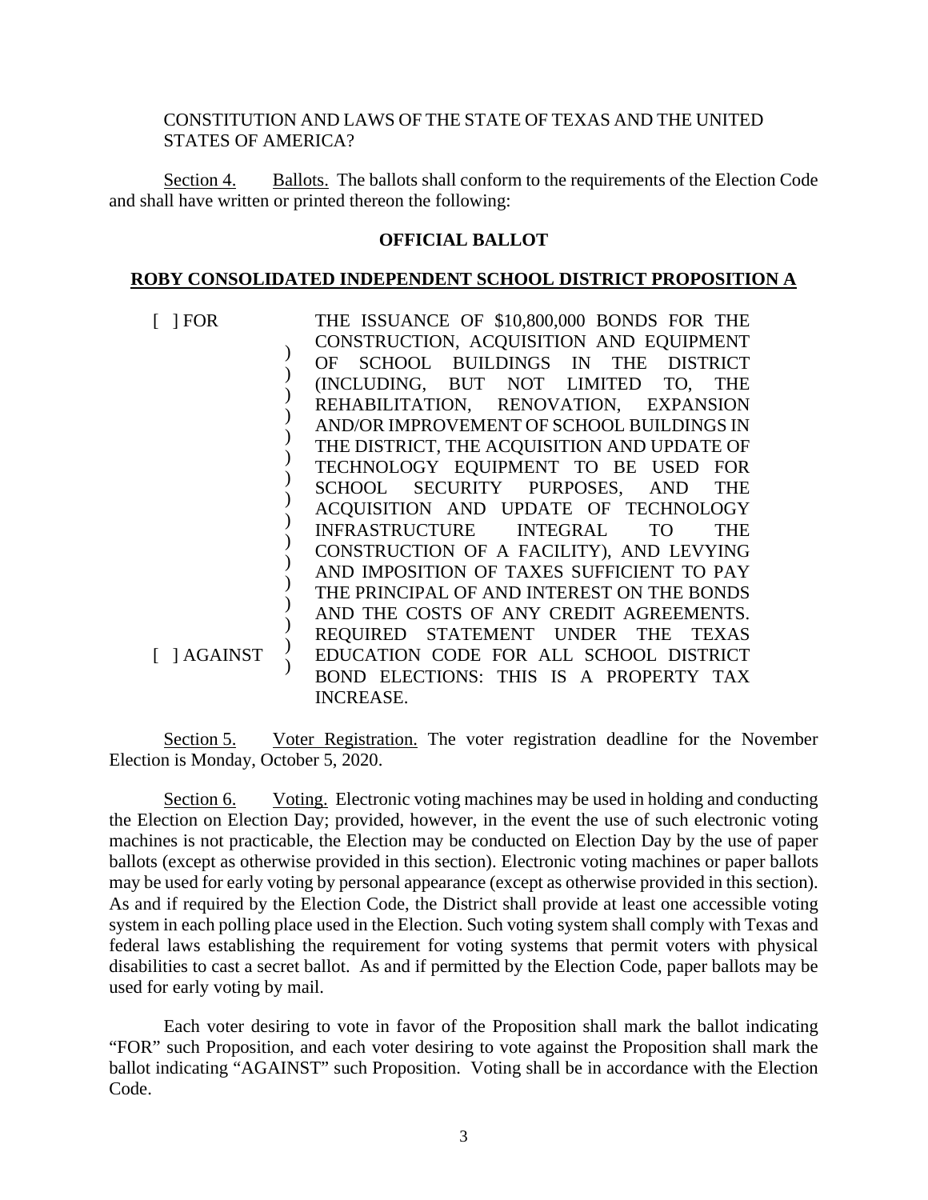CONSTITUTION AND LAWS OF THE STATE OF TEXAS AND THE UNITED STATES OF AMERICA?

Section 4. Ballots. The ballots shall conform to the requirements of the Election Code and shall have written or printed thereon the following:

**OFFICIAL BALLOT**

**ROBY CONSOLIDATED INDEPENDENT SCHOOL DISTRICT PROPOSITION A**

| | |
|---|---|
| [ ] FOR | THE ISSUANCE OF $10,800,000 BONDS FOR THE CONSTRUCTION, ACQUISITION AND EQUIPMENT OF SCHOOL BUILDINGS IN THE DISTRICT (INCLUDING, BUT NOT LIMITED TO, THE REHABILITATION, RENOVATION, EXPANSION AND/OR IMPROVEMENT OF SCHOOL BUILDINGS IN THE DISTRICT, THE ACQUISITION AND UPDATE OF TECHNOLOGY EQUIPMENT TO BE USED FOR SCHOOL SECURITY PURPOSES, AND THE ACQUISITION AND UPDATE OF TECHNOLOGY INFRASTRUCTURE INTEGRAL TO THE CONSTRUCTION OF A FACILITY), AND LEVYING AND IMPOSITION OF TAXES SUFFICIENT TO PAY THE PRINCIPAL OF AND INTEREST ON THE BONDS AND THE COSTS OF ANY CREDIT AGREEMENTS. REQUIRED STATEMENT UNDER THE TEXAS EDUCATION CODE FOR ALL SCHOOL DISTRICT BOND ELECTIONS: THIS IS A PROPERTY TAX INCREASE. |
| [ ] AGAINST | |

Section 5. Voter Registration. The voter registration deadline for the November Election is Monday, October 5, 2020.

Section 6. Voting. Electronic voting machines may be used in holding and conducting the Election on Election Day; provided, however, in the event the use of such electronic voting machines is not practicable, the Election may be conducted on Election Day by the use of paper ballots (except as otherwise provided in this section). Electronic voting machines or paper ballots may be used for early voting by personal appearance (except as otherwise provided in this section). As and if required by the Election Code, the District shall provide at least one accessible voting system in each polling place used in the Election. Such voting system shall comply with Texas and federal laws establishing the requirement for voting systems that permit voters with physical disabilities to cast a secret ballot. As and if permitted by the Election Code, paper ballots may be used for early voting by mail.

Each voter desiring to vote in favor of the Proposition shall mark the ballot indicating "FOR" such Proposition, and each voter desiring to vote against the Proposition shall mark the ballot indicating "AGAINST" such Proposition. Voting shall be in accordance with the Election Code.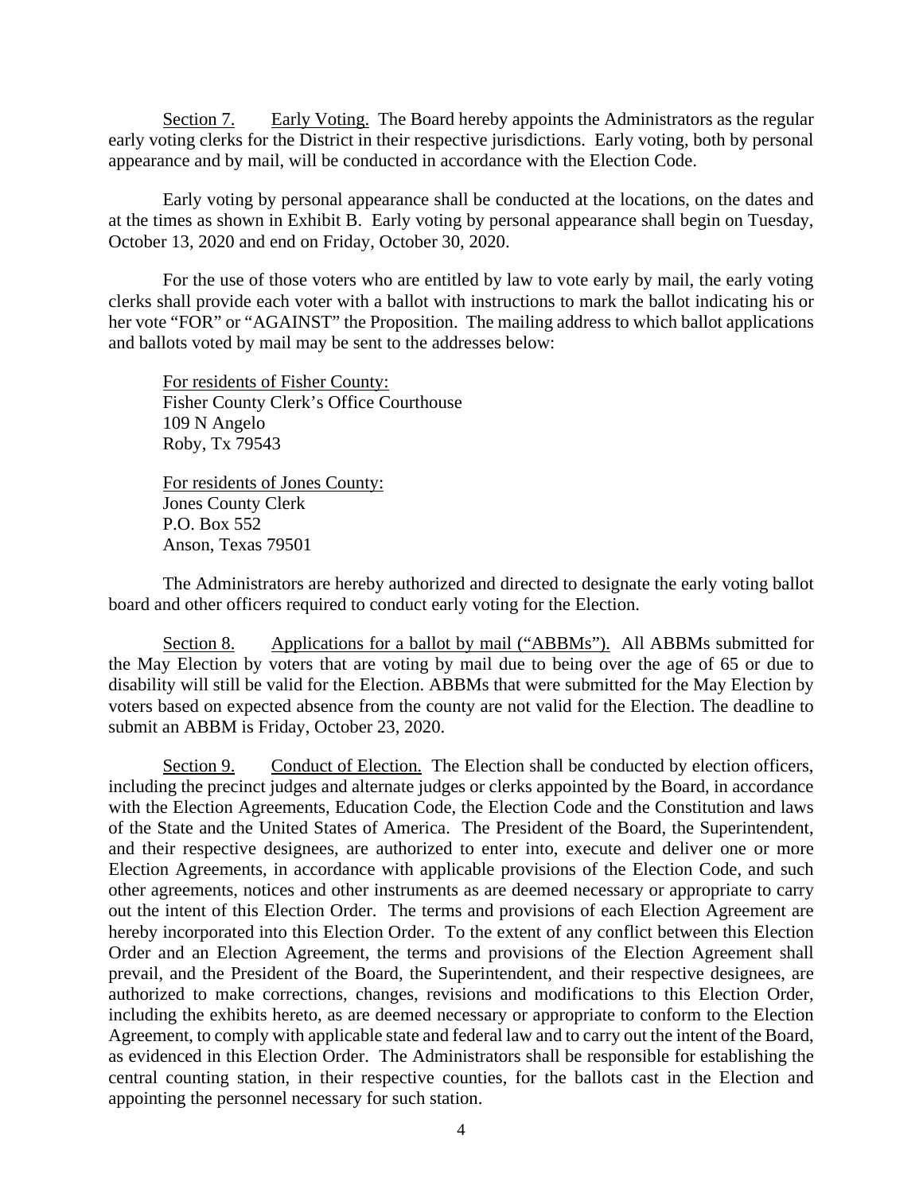Section 7. Early Voting. The Board hereby appoints the Administrators as the regular early voting clerks for the District in their respective jurisdictions. Early voting, both by personal appearance and by mail, will be conducted in accordance with the Election Code.

Early voting by personal appearance shall be conducted at the locations, on the dates and at the times as shown in Exhibit B. Early voting by personal appearance shall begin on Tuesday, October 13, 2020 and end on Friday, October 30, 2020.

For the use of those voters who are entitled by law to vote early by mail, the early voting clerks shall provide each voter with a ballot with instructions to mark the ballot indicating his or her vote "FOR" or "AGAINST" the Proposition. The mailing address to which ballot applications and ballots voted by mail may be sent to the addresses below:

For residents of Fisher County:
Fisher County Clerk's Office Courthouse
109 N Angelo
Roby, Tx 79543

For residents of Jones County:
Jones County Clerk
P.O. Box 552
Anson, Texas 79501

The Administrators are hereby authorized and directed to designate the early voting ballot board and other officers required to conduct early voting for the Election.

Section 8. Applications for a ballot by mail ("ABBMs"). All ABBMs submitted for the May Election by voters that are voting by mail due to being over the age of 65 or due to disability will still be valid for the Election. ABBMs that were submitted for the May Election by voters based on expected absence from the county are not valid for the Election. The deadline to submit an ABBM is Friday, October 23, 2020.

Section 9. Conduct of Election. The Election shall be conducted by election officers, including the precinct judges and alternate judges or clerks appointed by the Board, in accordance with the Election Agreements, Education Code, the Election Code and the Constitution and laws of the State and the United States of America. The President of the Board, the Superintendent, and their respective designees, are authorized to enter into, execute and deliver one or more Election Agreements, in accordance with applicable provisions of the Election Code, and such other agreements, notices and other instruments as are deemed necessary or appropriate to carry out the intent of this Election Order. The terms and provisions of each Election Agreement are hereby incorporated into this Election Order. To the extent of any conflict between this Election Order and an Election Agreement, the terms and provisions of the Election Agreement shall prevail, and the President of the Board, the Superintendent, and their respective designees, are authorized to make corrections, changes, revisions and modifications to this Election Order, including the exhibits hereto, as are deemed necessary or appropriate to conform to the Election Agreement, to comply with applicable state and federal law and to carry out the intent of the Board, as evidenced in this Election Order. The Administrators shall be responsible for establishing the central counting station, in their respective counties, for the ballots cast in the Election and appointing the personnel necessary for such station.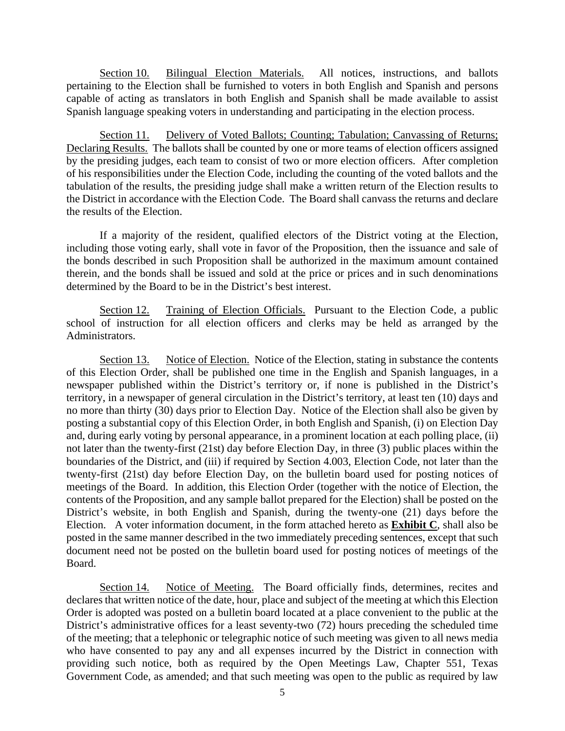Section 10. Bilingual Election Materials. All notices, instructions, and ballots pertaining to the Election shall be furnished to voters in both English and Spanish and persons capable of acting as translators in both English and Spanish shall be made available to assist Spanish language speaking voters in understanding and participating in the election process.

Section 11. Delivery of Voted Ballots; Counting; Tabulation; Canvassing of Returns; Declaring Results. The ballots shall be counted by one or more teams of election officers assigned by the presiding judges, each team to consist of two or more election officers. After completion of his responsibilities under the Election Code, including the counting of the voted ballots and the tabulation of the results, the presiding judge shall make a written return of the Election results to the District in accordance with the Election Code. The Board shall canvass the returns and declare the results of the Election.

If a majority of the resident, qualified electors of the District voting at the Election, including those voting early, shall vote in favor of the Proposition, then the issuance and sale of the bonds described in such Proposition shall be authorized in the maximum amount contained therein, and the bonds shall be issued and sold at the price or prices and in such denominations determined by the Board to be in the District's best interest.

Section 12. Training of Election Officials. Pursuant to the Election Code, a public school of instruction for all election officers and clerks may be held as arranged by the Administrators.

Section 13. Notice of Election. Notice of the Election, stating in substance the contents of this Election Order, shall be published one time in the English and Spanish languages, in a newspaper published within the District's territory or, if none is published in the District's territory, in a newspaper of general circulation in the District's territory, at least ten (10) days and no more than thirty (30) days prior to Election Day. Notice of the Election shall also be given by posting a substantial copy of this Election Order, in both English and Spanish, (i) on Election Day and, during early voting by personal appearance, in a prominent location at each polling place, (ii) not later than the twenty-first (21st) day before Election Day, in three (3) public places within the boundaries of the District, and (iii) if required by Section 4.003, Election Code, not later than the twenty-first (21st) day before Election Day, on the bulletin board used for posting notices of meetings of the Board. In addition, this Election Order (together with the notice of Election, the contents of the Proposition, and any sample ballot prepared for the Election) shall be posted on the District's website, in both English and Spanish, during the twenty-one (21) days before the Election. A voter information document, in the form attached hereto as **Exhibit C**, shall also be posted in the same manner described in the two immediately preceding sentences, except that such document need not be posted on the bulletin board used for posting notices of meetings of the Board.

Section 14. Notice of Meeting. The Board officially finds, determines, recites and declares that written notice of the date, hour, place and subject of the meeting at which this Election Order is adopted was posted on a bulletin board located at a place convenient to the public at the District's administrative offices for a least seventy-two (72) hours preceding the scheduled time of the meeting; that a telephonic or telegraphic notice of such meeting was given to all news media who have consented to pay any and all expenses incurred by the District in connection with providing such notice, both as required by the Open Meetings Law, Chapter 551, Texas Government Code, as amended; and that such meeting was open to the public as required by law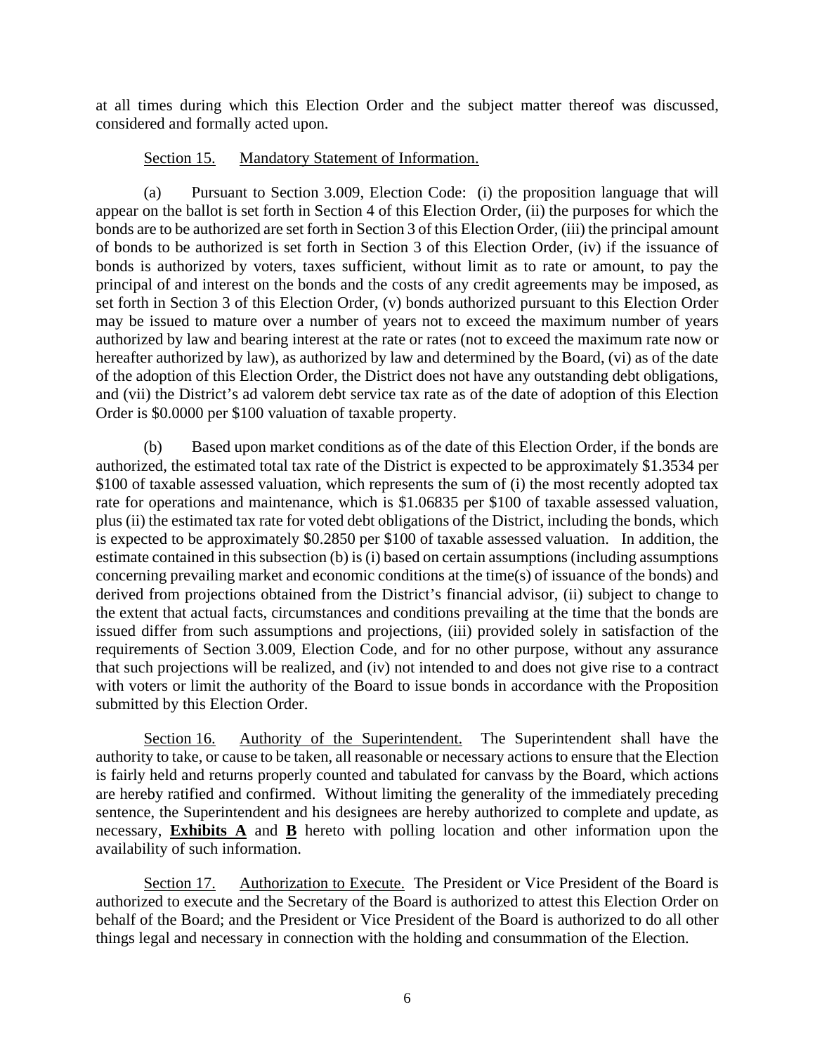at all times during which this Election Order and the subject matter thereof was discussed, considered and formally acted upon.

Section 15. Mandatory Statement of Information.

(a) Pursuant to Section 3.009, Election Code: (i) the proposition language that will appear on the ballot is set forth in Section 4 of this Election Order, (ii) the purposes for which the bonds are to be authorized are set forth in Section 3 of this Election Order, (iii) the principal amount of bonds to be authorized is set forth in Section 3 of this Election Order, (iv) if the issuance of bonds is authorized by voters, taxes sufficient, without limit as to rate or amount, to pay the principal of and interest on the bonds and the costs of any credit agreements may be imposed, as set forth in Section 3 of this Election Order, (v) bonds authorized pursuant to this Election Order may be issued to mature over a number of years not to exceed the maximum number of years authorized by law and bearing interest at the rate or rates (not to exceed the maximum rate now or hereafter authorized by law), as authorized by law and determined by the Board, (vi) as of the date of the adoption of this Election Order, the District does not have any outstanding debt obligations, and (vii) the District's ad valorem debt service tax rate as of the date of adoption of this Election Order is $0.0000 per $100 valuation of taxable property.

(b) Based upon market conditions as of the date of this Election Order, if the bonds are authorized, the estimated total tax rate of the District is expected to be approximately $1.3534 per $100 of taxable assessed valuation, which represents the sum of (i) the most recently adopted tax rate for operations and maintenance, which is $1.06835 per $100 of taxable assessed valuation, plus (ii) the estimated tax rate for voted debt obligations of the District, including the bonds, which is expected to be approximately $0.2850 per $100 of taxable assessed valuation. In addition, the estimate contained in this subsection (b) is (i) based on certain assumptions (including assumptions concerning prevailing market and economic conditions at the time(s) of issuance of the bonds) and derived from projections obtained from the District's financial advisor, (ii) subject to change to the extent that actual facts, circumstances and conditions prevailing at the time that the bonds are issued differ from such assumptions and projections, (iii) provided solely in satisfaction of the requirements of Section 3.009, Election Code, and for no other purpose, without any assurance that such projections will be realized, and (iv) not intended to and does not give rise to a contract with voters or limit the authority of the Board to issue bonds in accordance with the Proposition submitted by this Election Order.

Section 16. Authority of the Superintendent. The Superintendent shall have the authority to take, or cause to be taken, all reasonable or necessary actions to ensure that the Election is fairly held and returns properly counted and tabulated for canvass by the Board, which actions are hereby ratified and confirmed. Without limiting the generality of the immediately preceding sentence, the Superintendent and his designees are hereby authorized to complete and update, as necessary, **Exhibits A** and **B** hereto with polling location and other information upon the availability of such information.

Section 17. Authorization to Execute. The President or Vice President of the Board is authorized to execute and the Secretary of the Board is authorized to attest this Election Order on behalf of the Board; and the President or Vice President of the Board is authorized to do all other things legal and necessary in connection with the holding and consummation of the Election.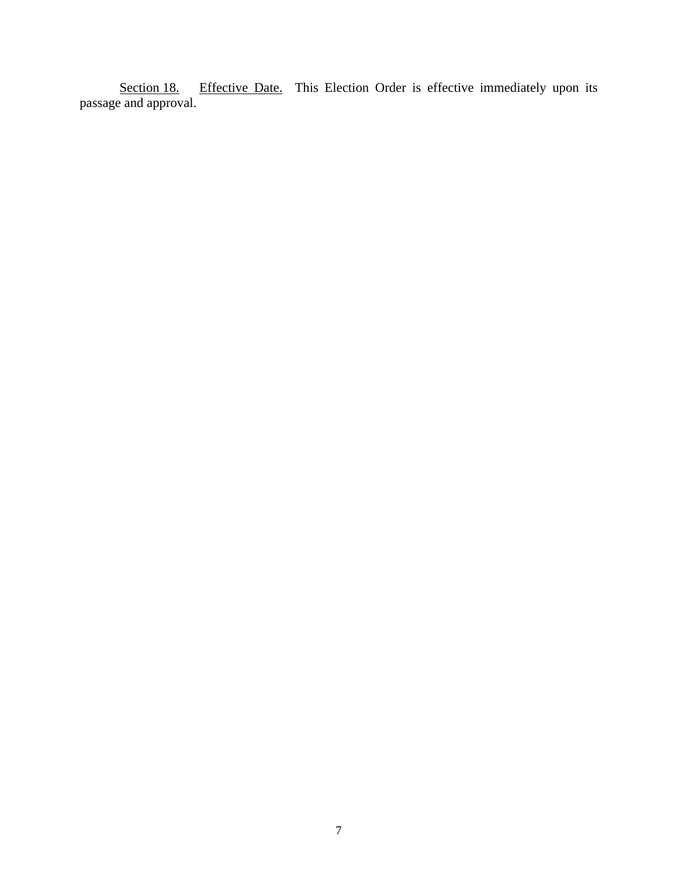Section 18. Effective Date. This Election Order is effective immediately upon its passage and approval.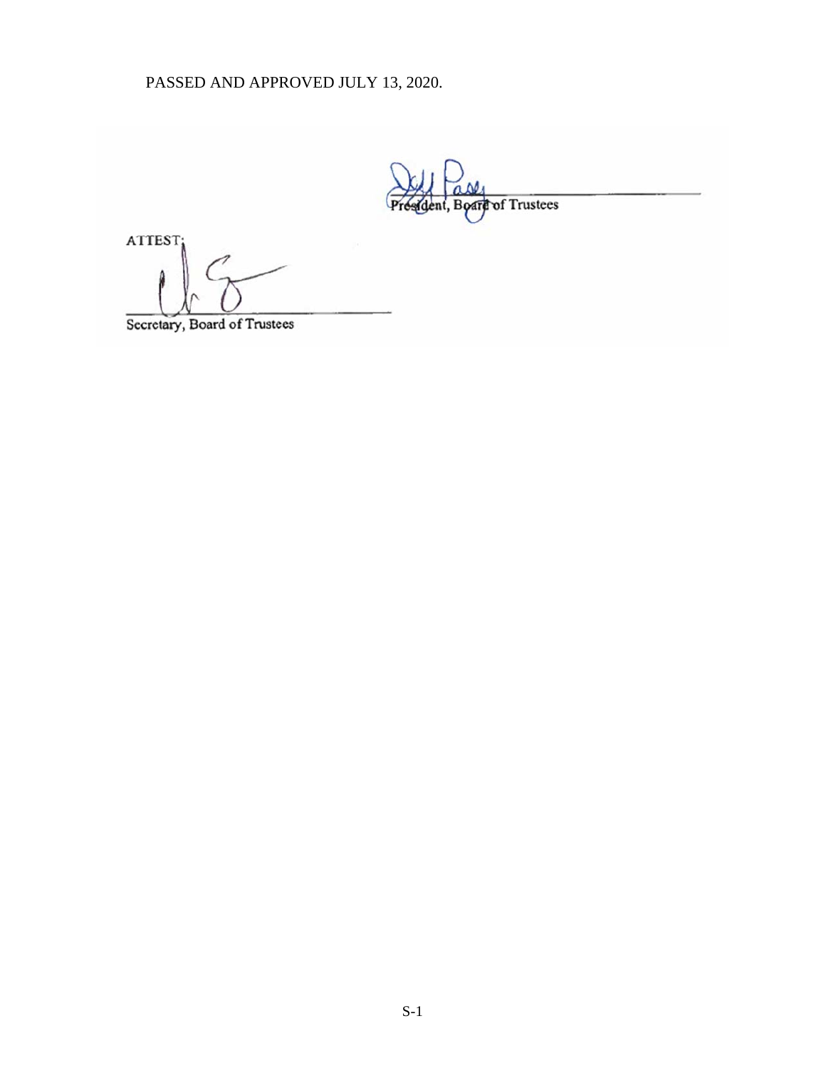PASSED AND APPROVED JULY 13, 2020.

President, Board of Trustees

ATTEST:

Secretary, Board of Trustees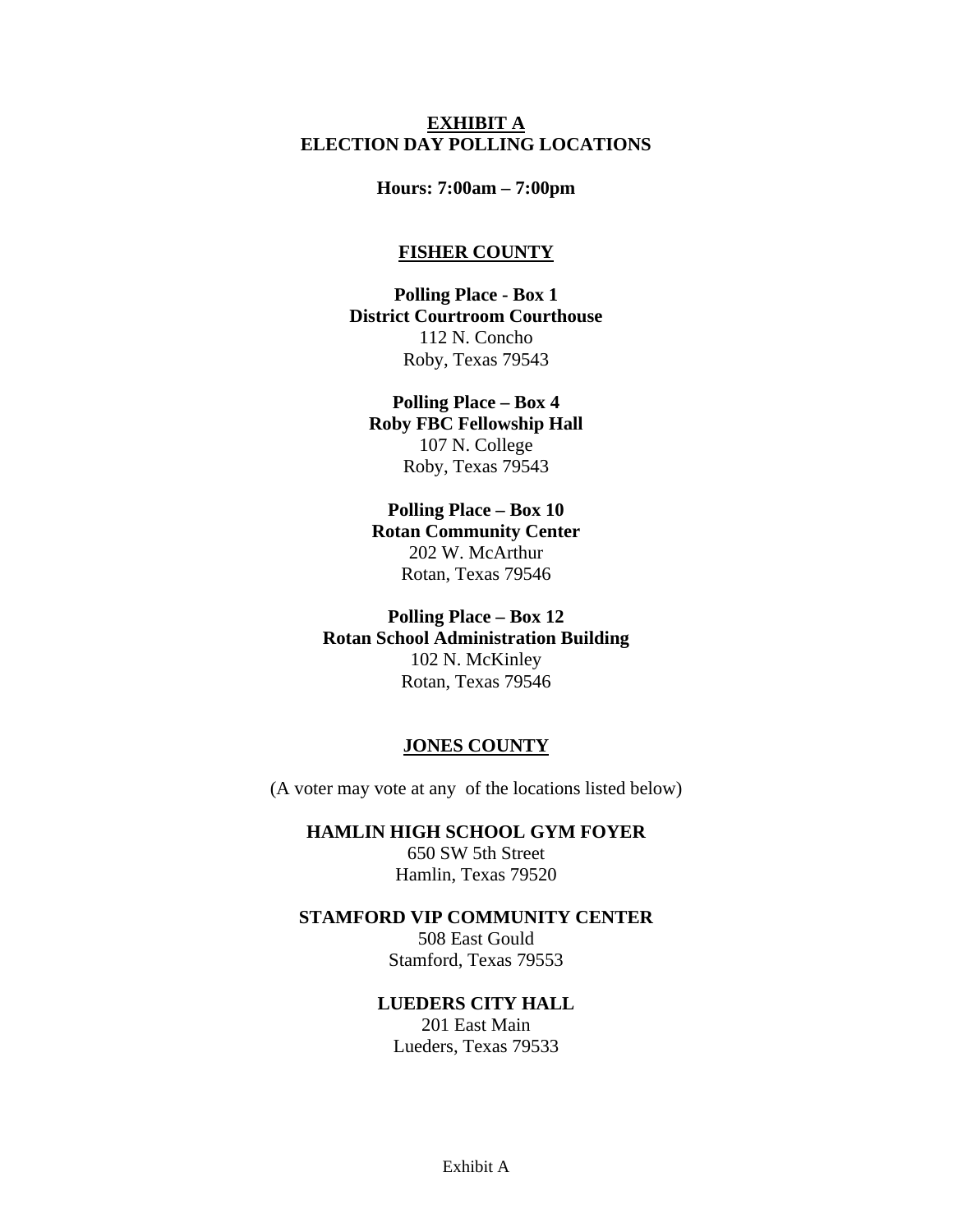# EXHIBIT A
## ELECTION DAY POLLING LOCATIONS

**Hours: 7:00am – 7:00pm**

### FISHER COUNTY

**Polling Place - Box 1**
**District Courtroom Courthouse**
112 N. Concho
Roby, Texas 79543

**Polling Place – Box 4**
**Roby FBC Fellowship Hall**
107 N. College
Roby, Texas 79543

**Polling Place – Box 10**
**Rotan Community Center**
202 W. McArthur
Rotan, Texas 79546

**Polling Place – Box 12**
**Rotan School Administration Building**
102 N. McKinley
Rotan, Texas 79546

### JONES COUNTY

(A voter may vote at any of the locations listed below)

**HAMLIN HIGH SCHOOL GYM FOYER**
650 SW 5th Street
Hamlin, Texas 79520

**STAMFORD VIP COMMUNITY CENTER**
508 East Gould
Stamford, Texas 79553

**LUEDERS CITY HALL**
201 East Main
Lueders, Texas 79533

Exhibit A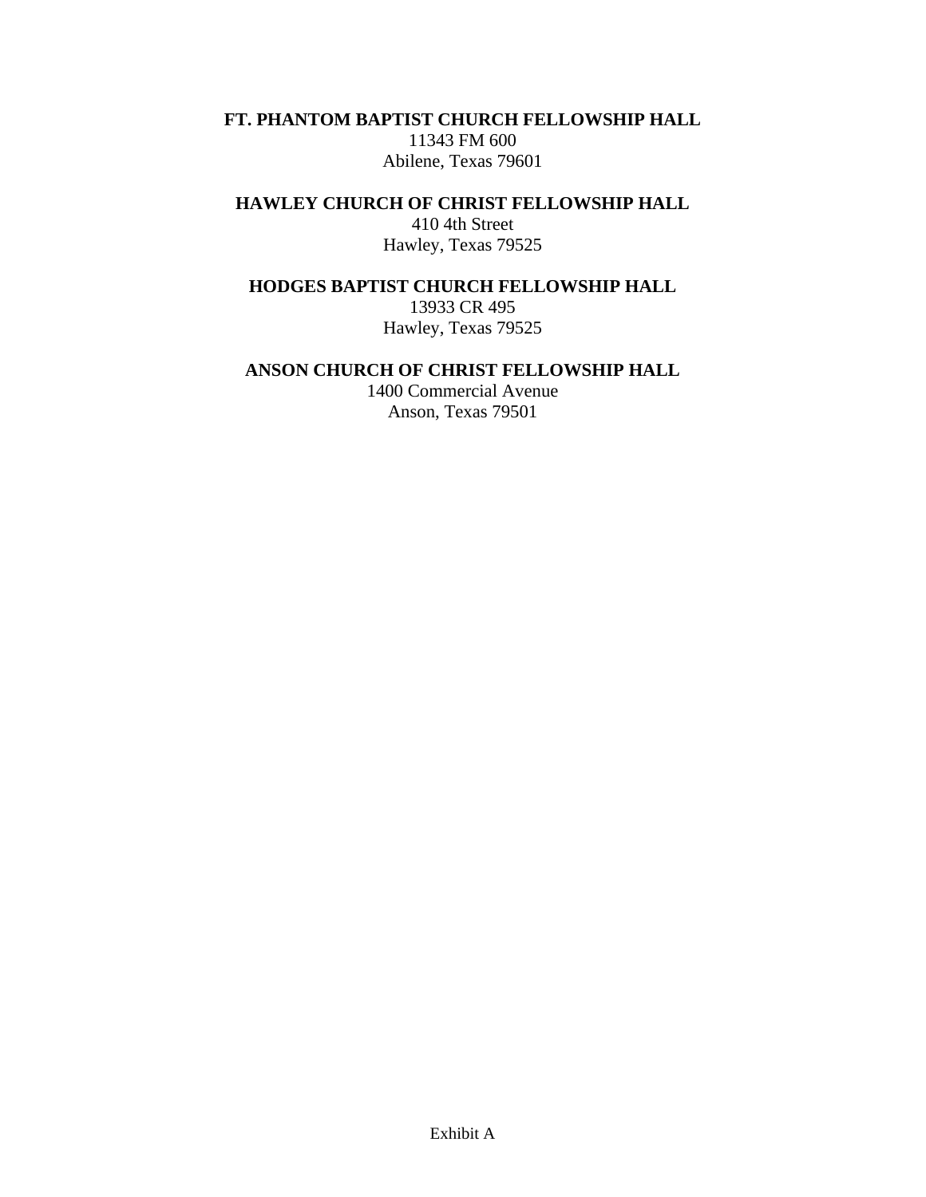**FT. PHANTOM BAPTIST CHURCH FELLOWSHIP HALL**
11343 FM 600
Abilene, Texas 79601

**HAWLEY CHURCH OF CHRIST FELLOWSHIP HALL**
410 4th Street
Hawley, Texas 79525

**HODGES BAPTIST CHURCH FELLOWSHIP HALL**
13933 CR 495
Hawley, Texas 79525

**ANSON CHURCH OF CHRIST FELLOWSHIP HALL**
1400 Commercial Avenue
Anson, Texas 79501

Exhibit A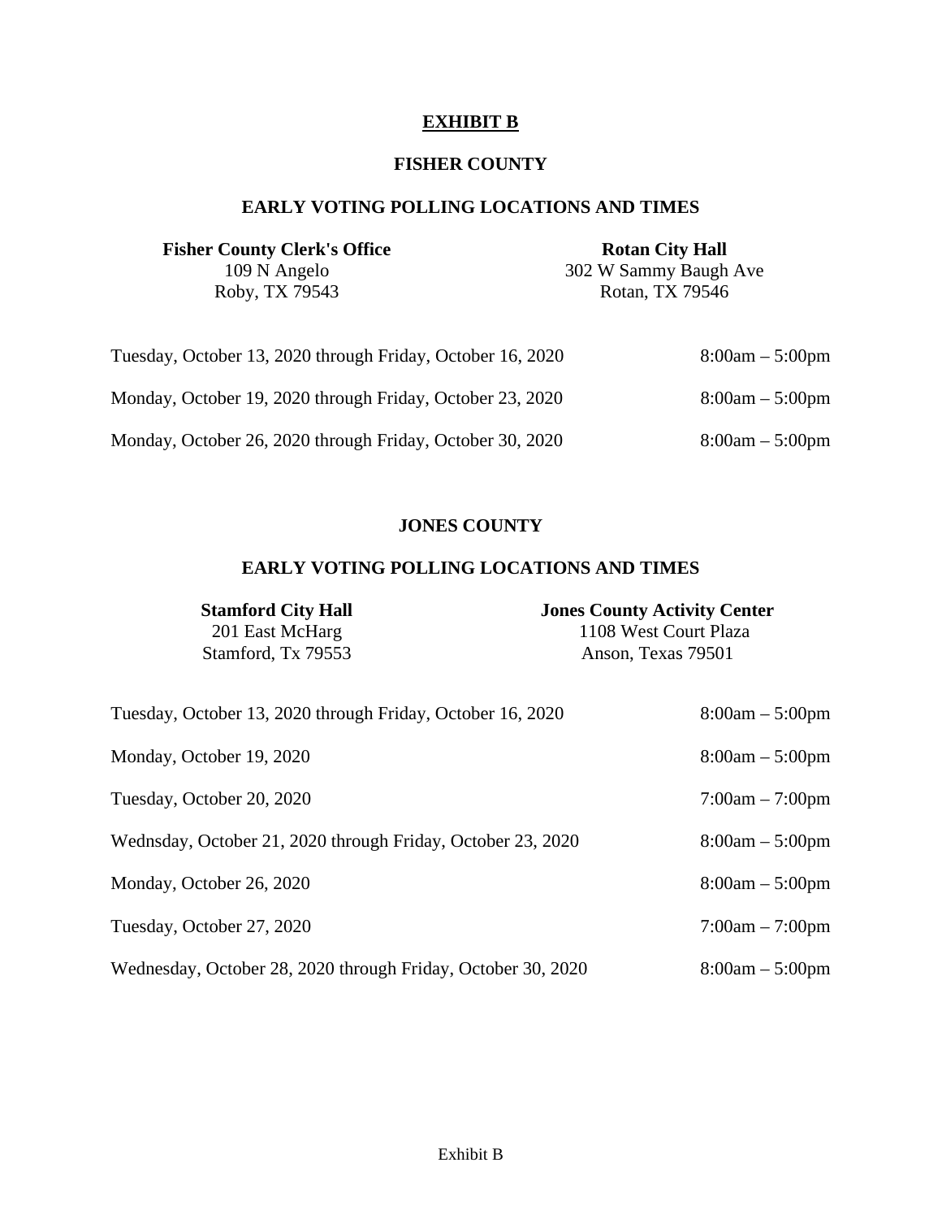# **EXHIBIT B**

## FISHER COUNTY

### EARLY VOTING POLLING LOCATIONS AND TIMES

**Fisher County Clerk's Office**
109 N Angelo
Roby, TX 79543

**Rotan City Hall**
302 W Sammy Baugh Ave
Rotan, TX 79546

| | |
|---|---|
| Tuesday, October 13, 2020 through Friday, October 16, 2020 | 8:00am – 5:00pm |
| Monday, October 19, 2020 through Friday, October 23, 2020 | 8:00am – 5:00pm |
| Monday, October 26, 2020 through Friday, October 30, 2020 | 8:00am – 5:00pm |

## JONES COUNTY

### EARLY VOTING POLLING LOCATIONS AND TIMES

**Stamford City Hall**
201 East McHarg
Stamford, Tx 79553

**Jones County Activity Center**
1108 West Court Plaza
Anson, Texas 79501

| | |
|---|---|
| Tuesday, October 13, 2020 through Friday, October 16, 2020 | 8:00am – 5:00pm |
| Monday, October 19, 2020 | 8:00am – 5:00pm |
| Tuesday, October 20, 2020 | 7:00am – 7:00pm |
| Wednsday, October 21, 2020 through Friday, October 23, 2020 | 8:00am – 5:00pm |
| Monday, October 26, 2020 | 8:00am – 5:00pm |
| Tuesday, October 27, 2020 | 7:00am – 7:00pm |
| Wednesday, October 28, 2020 through Friday, October 30, 2020 | 8:00am – 5:00pm |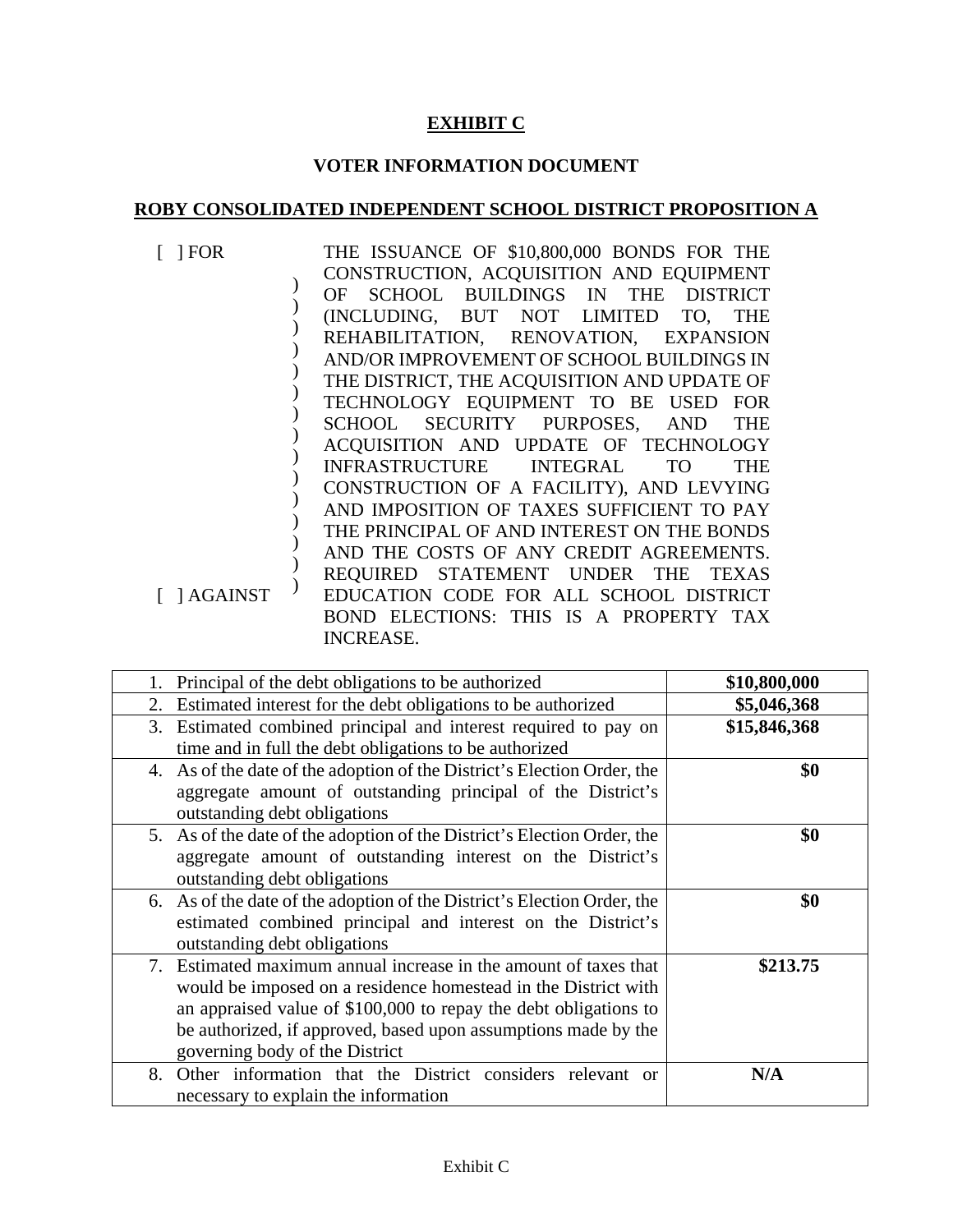# EXHIBIT C

## VOTER INFORMATION DOCUMENT

## ROBY CONSOLIDATED INDEPENDENT SCHOOL DISTRICT PROPOSITION A

[ ] FOR

[ ] AGAINST

THE ISSUANCE OF $10,800,000 BONDS FOR THE CONSTRUCTION, ACQUISITION AND EQUIPMENT OF SCHOOL BUILDINGS IN THE DISTRICT (INCLUDING, BUT NOT LIMITED TO, THE REHABILITATION, RENOVATION, EXPANSION AND/OR IMPROVEMENT OF SCHOOL BUILDINGS IN THE DISTRICT, THE ACQUISITION AND UPDATE OF TECHNOLOGY EQUIPMENT TO BE USED FOR SCHOOL SECURITY PURPOSES, AND THE ACQUISITION AND UPDATE OF TECHNOLOGY INFRASTRUCTURE INTEGRAL TO THE CONSTRUCTION OF A FACILITY), AND LEVYING AND IMPOSITION OF TAXES SUFFICIENT TO PAY THE PRINCIPAL OF AND INTEREST ON THE BONDS AND THE COSTS OF ANY CREDIT AGREEMENTS. REQUIRED STATEMENT UNDER THE TEXAS EDUCATION CODE FOR ALL SCHOOL DISTRICT BOND ELECTIONS: THIS IS A PROPERTY TAX INCREASE.

| Item | Amount |
|---|---|
| 1. Principal of the debt obligations to be authorized | **$10,800,000** |
| 2. Estimated interest for the debt obligations to be authorized | **$5,046,368** |
| 3. Estimated combined principal and interest required to pay on time and in full the debt obligations to be authorized | **$15,846,368** |
| 4. As of the date of the adoption of the District's Election Order, the aggregate amount of outstanding principal of the District's outstanding debt obligations | **$0** |
| 5. As of the date of the adoption of the District's Election Order, the aggregate amount of outstanding interest on the District's outstanding debt obligations | **$0** |
| 6. As of the date of the adoption of the District's Election Order, the estimated combined principal and interest on the District's outstanding debt obligations | **$0** |
| 7. Estimated maximum annual increase in the amount of taxes that would be imposed on a residence homestead in the District with an appraised value of $100,000 to repay the debt obligations to be authorized, if approved, based upon assumptions made by the governing body of the District | **$213.75** |
| 8. Other information that the District considers relevant or necessary to explain the information | **N/A** |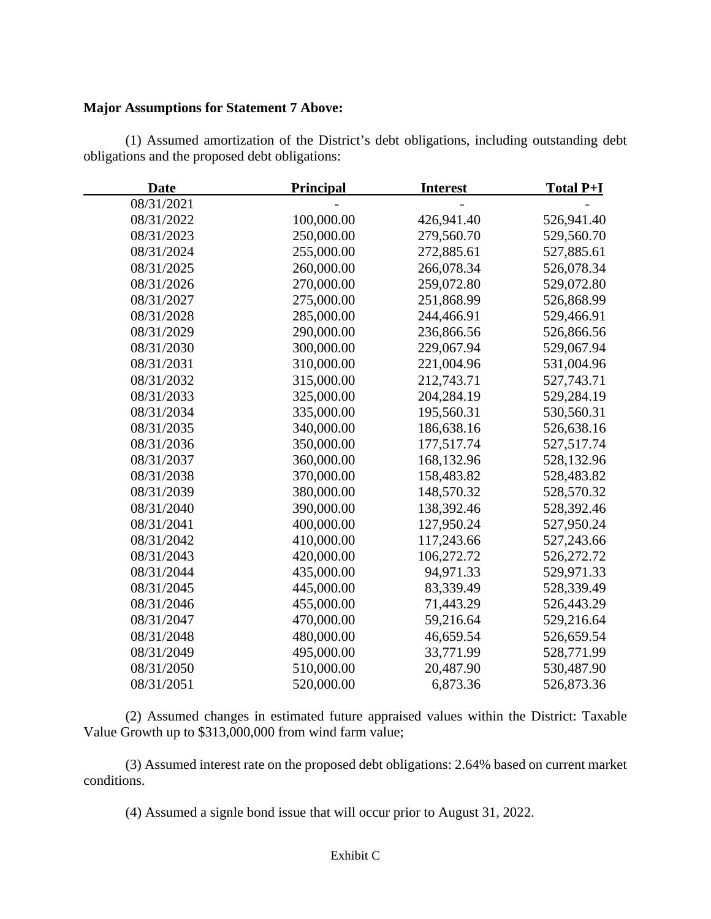**Major Assumptions for Statement 7 Above:**

(1) Assumed amortization of the District's debt obligations, including outstanding debt obligations and the proposed debt obligations:

| Date | Principal | Interest | Total P+I |
|---|---|---|---|
| 08/31/2021 | - | - | - |
| 08/31/2022 | 100,000.00 | 426,941.40 | 526,941.40 |
| 08/31/2023 | 250,000.00 | 279,560.70 | 529,560.70 |
| 08/31/2024 | 255,000.00 | 272,885.61 | 527,885.61 |
| 08/31/2025 | 260,000.00 | 266,078.34 | 526,078.34 |
| 08/31/2026 | 270,000.00 | 259,072.80 | 529,072.80 |
| 08/31/2027 | 275,000.00 | 251,868.99 | 526,868.99 |
| 08/31/2028 | 285,000.00 | 244,466.91 | 529,466.91 |
| 08/31/2029 | 290,000.00 | 236,866.56 | 526,866.56 |
| 08/31/2030 | 300,000.00 | 229,067.94 | 529,067.94 |
| 08/31/2031 | 310,000.00 | 221,004.96 | 531,004.96 |
| 08/31/2032 | 315,000.00 | 212,743.71 | 527,743.71 |
| 08/31/2033 | 325,000.00 | 204,284.19 | 529,284.19 |
| 08/31/2034 | 335,000.00 | 195,560.31 | 530,560.31 |
| 08/31/2035 | 340,000.00 | 186,638.16 | 526,638.16 |
| 08/31/2036 | 350,000.00 | 177,517.74 | 527,517.74 |
| 08/31/2037 | 360,000.00 | 168,132.96 | 528,132.96 |
| 08/31/2038 | 370,000.00 | 158,483.82 | 528,483.82 |
| 08/31/2039 | 380,000.00 | 148,570.32 | 528,570.32 |
| 08/31/2040 | 390,000.00 | 138,392.46 | 528,392.46 |
| 08/31/2041 | 400,000.00 | 127,950.24 | 527,950.24 |
| 08/31/2042 | 410,000.00 | 117,243.66 | 527,243.66 |
| 08/31/2043 | 420,000.00 | 106,272.72 | 526,272.72 |
| 08/31/2044 | 435,000.00 | 94,971.33 | 529,971.33 |
| 08/31/2045 | 445,000.00 | 83,339.49 | 528,339.49 |
| 08/31/2046 | 455,000.00 | 71,443.29 | 526,443.29 |
| 08/31/2047 | 470,000.00 | 59,216.64 | 529,216.64 |
| 08/31/2048 | 480,000.00 | 46,659.54 | 526,659.54 |
| 08/31/2049 | 495,000.00 | 33,771.99 | 528,771.99 |
| 08/31/2050 | 510,000.00 | 20,487.90 | 530,487.90 |
| 08/31/2051 | 520,000.00 | 6,873.36 | 526,873.36 |

(2) Assumed changes in estimated future appraised values within the District: Taxable Value Growth up to $313,000,000 from wind farm value;

(3) Assumed interest rate on the proposed debt obligations: 2.64% based on current market conditions.

(4) Assumed a signle bond issue that will occur prior to August 31, 2022.

Exhibit C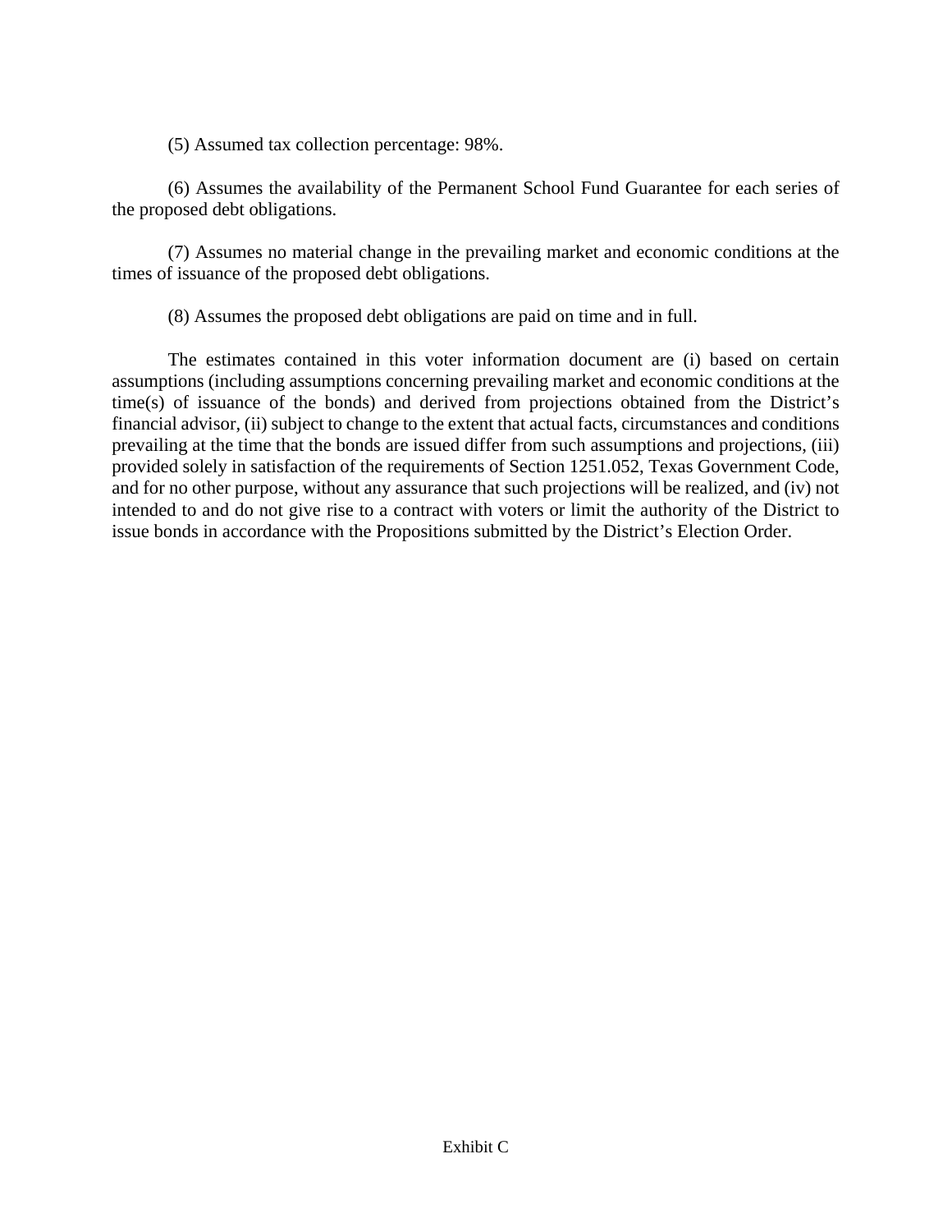(5) Assumed tax collection percentage: 98%.

(6) Assumes the availability of the Permanent School Fund Guarantee for each series of the proposed debt obligations.

(7) Assumes no material change in the prevailing market and economic conditions at the times of issuance of the proposed debt obligations.

(8) Assumes the proposed debt obligations are paid on time and in full.

The estimates contained in this voter information document are (i) based on certain assumptions (including assumptions concerning prevailing market and economic conditions at the time(s) of issuance of the bonds) and derived from projections obtained from the District's financial advisor, (ii) subject to change to the extent that actual facts, circumstances and conditions prevailing at the time that the bonds are issued differ from such assumptions and projections, (iii) provided solely in satisfaction of the requirements of Section 1251.052, Texas Government Code, and for no other purpose, without any assurance that such projections will be realized, and (iv) not intended to and do not give rise to a contract with voters or limit the authority of the District to issue bonds in accordance with the Propositions submitted by the District's Election Order.

Exhibit C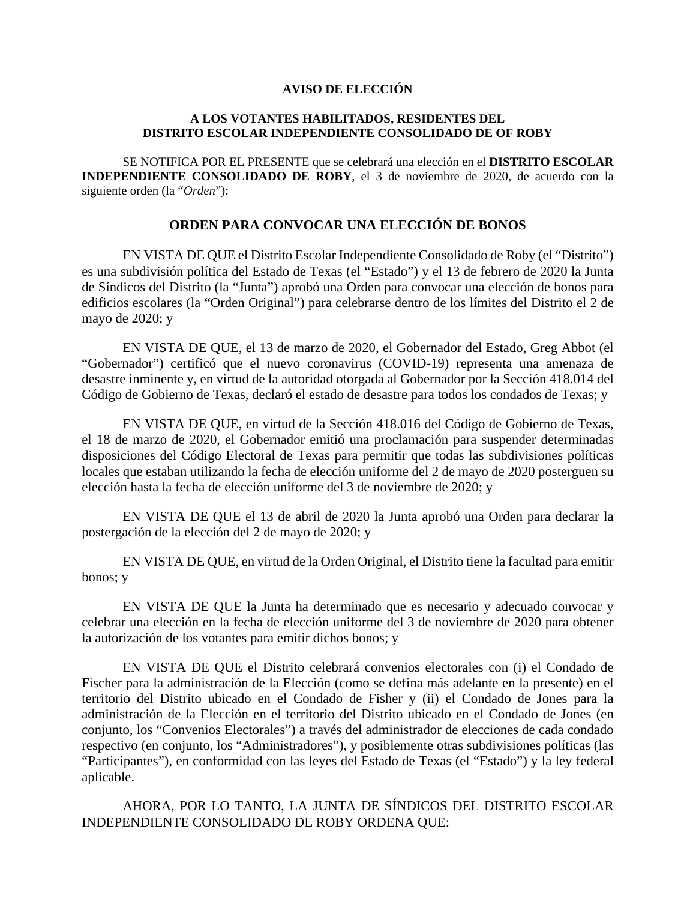**AVISO DE ELECCIÓN**

**A LOS VOTANTES HABILITADOS, RESIDENTES DEL DISTRITO ESCOLAR INDEPENDIENTE CONSOLIDADO DE OF ROBY**

SE NOTIFICA POR EL PRESENTE que se celebrará una elección en el **DISTRITO ESCOLAR INDEPENDIENTE CONSOLIDADO DE ROBY**, el 3 de noviembre de 2020, de acuerdo con la siguiente orden (la "*Orden*"):

## ORDEN PARA CONVOCAR UNA ELECCIÓN DE BONOS

EN VISTA DE QUE el Distrito Escolar Independiente Consolidado de Roby (el "Distrito") es una subdivisión política del Estado de Texas (el "Estado") y el 13 de febrero de 2020 la Junta de Síndicos del Distrito (la "Junta") aprobó una Orden para convocar una elección de bonos para edificios escolares (la "Orden Original") para celebrarse dentro de los límites del Distrito el 2 de mayo de 2020; y

EN VISTA DE QUE, el 13 de marzo de 2020, el Gobernador del Estado, Greg Abbot (el "Gobernador") certificó que el nuevo coronavirus (COVID-19) representa una amenaza de desastre inminente y, en virtud de la autoridad otorgada al Gobernador por la Sección 418.014 del Código de Gobierno de Texas, declaró el estado de desastre para todos los condados de Texas; y

EN VISTA DE QUE, en virtud de la Sección 418.016 del Código de Gobierno de Texas, el 18 de marzo de 2020, el Gobernador emitió una proclamación para suspender determinadas disposiciones del Código Electoral de Texas para permitir que todas las subdivisiones políticas locales que estaban utilizando la fecha de elección uniforme del 2 de mayo de 2020 posterguen su elección hasta la fecha de elección uniforme del 3 de noviembre de 2020; y

EN VISTA DE QUE el 13 de abril de 2020 la Junta aprobó una Orden para declarar la postergación de la elección del 2 de mayo de 2020; y

EN VISTA DE QUE, en virtud de la Orden Original, el Distrito tiene la facultad para emitir bonos; y

EN VISTA DE QUE la Junta ha determinado que es necesario y adecuado convocar y celebrar una elección en la fecha de elección uniforme del 3 de noviembre de 2020 para obtener la autorización de los votantes para emitir dichos bonos; y

EN VISTA DE QUE el Distrito celebrará convenios electorales con (i) el Condado de Fischer para la administración de la Elección (como se defina más adelante en la presente) en el territorio del Distrito ubicado en el Condado de Fisher y (ii) el Condado de Jones para la administración de la Elección en el territorio del Distrito ubicado en el Condado de Jones (en conjunto, los "Convenios Electorales") a través del administrador de elecciones de cada condado respectivo (en conjunto, los "Administradores"), y posiblemente otras subdivisiones políticas (las "Participantes"), en conformidad con las leyes del Estado de Texas (el "Estado") y la ley federal aplicable.

AHORA, POR LO TANTO, LA JUNTA DE SÍNDICOS DEL DISTRITO ESCOLAR INDEPENDIENTE CONSOLIDADO DE ROBY ORDENA QUE: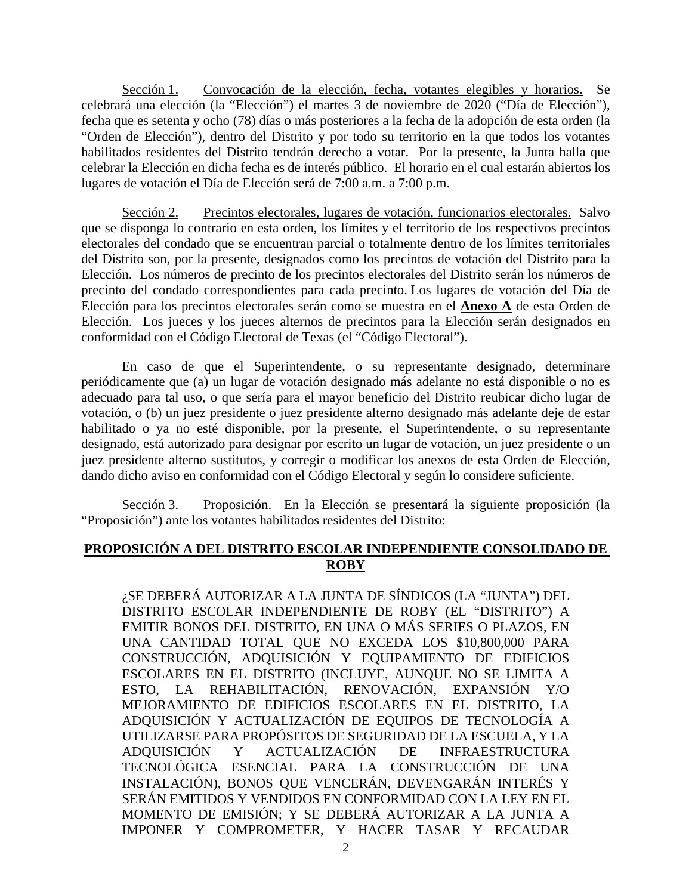Sección 1. Convocación de la elección, fecha, votantes elegibles y horarios. Se celebrará una elección (la "Elección") el martes 3 de noviembre de 2020 ("Día de Elección"), fecha que es setenta y ocho (78) días o más posteriores a la fecha de la adopción de esta orden (la "Orden de Elección"), dentro del Distrito y por todo su territorio en la que todos los votantes habilitados residentes del Distrito tendrán derecho a votar. Por la presente, la Junta halla que celebrar la Elección en dicha fecha es de interés público. El horario en el cual estarán abiertos los lugares de votación el Día de Elección será de 7:00 a.m. a 7:00 p.m.

Sección 2. Precintos electorales, lugares de votación, funcionarios electorales. Salvo que se disponga lo contrario en esta orden, los límites y el territorio de los respectivos precintos electorales del condado que se encuentran parcial o totalmente dentro de los límites territoriales del Distrito son, por la presente, designados como los precintos de votación del Distrito para la Elección. Los números de precinto de los precintos electorales del Distrito serán los números de precinto del condado correspondientes para cada precinto. Los lugares de votación del Día de Elección para los precintos electorales serán como se muestra en el **Anexo A** de esta Orden de Elección. Los jueces y los jueces alternos de precintos para la Elección serán designados en conformidad con el Código Electoral de Texas (el "Código Electoral").

En caso de que el Superintendente, o su representante designado, determinare periódicamente que (a) un lugar de votación designado más adelante no está disponible o no es adecuado para tal uso, o que sería para el mayor beneficio del Distrito reubicar dicho lugar de votación, o (b) un juez presidente o juez presidente alterno designado más adelante deje de estar habilitado o ya no esté disponible, por la presente, el Superintendente, o su representante designado, está autorizado para designar por escrito un lugar de votación, un juez presidente o un juez presidente alterno sustitutos, y corregir o modificar los anexos de esta Orden de Elección, dando dicho aviso en conformidad con el Código Electoral y según lo considere suficiente.

Sección 3. Proposición. En la Elección se presentará la siguiente proposición (la "Proposición") ante los votantes habilitados residentes del Distrito:

**PROPOSICIÓN A DEL DISTRITO ESCOLAR INDEPENDIENTE CONSOLIDADO DE ROBY**

¿SE DEBERÁ AUTORIZAR A LA JUNTA DE SÍNDICOS (LA "JUNTA") DEL DISTRITO ESCOLAR INDEPENDIENTE DE ROBY (EL "DISTRITO") A EMITIR BONOS DEL DISTRITO, EN UNA O MÁS SERIES O PLAZOS, EN UNA CANTIDAD TOTAL QUE NO EXCEDA LOS $10,800,000 PARA CONSTRUCCIÓN, ADQUISICIÓN Y EQUIPAMIENTO DE EDIFICIOS ESCOLARES EN EL DISTRITO (INCLUYE, AUNQUE NO SE LIMITA A ESTO, LA REHABILITACIÓN, RENOVACIÓN, EXPANSIÓN Y/O MEJORAMIENTO DE EDIFICIOS ESCOLARES EN EL DISTRITO, LA ADQUISICIÓN Y ACTUALIZACIÓN DE EQUIPOS DE TECNOLOGÍA A UTILIZARSE PARA PROPÓSITOS DE SEGURIDAD DE LA ESCUELA, Y LA ADQUISICIÓN Y ACTUALIZACIÓN DE INFRAESTRUCTURA TECNOLÓGICA ESENCIAL PARA LA CONSTRUCCIÓN DE UNA INSTALACIÓN), BONOS QUE VENCERÁN, DEVENGARÁN INTERÉS Y SERÁN EMITIDOS Y VENDIDOS EN CONFORMIDAD CON LA LEY EN EL MOMENTO DE EMISIÓN; Y SE DEBERÁ AUTORIZAR A LA JUNTA A IMPONER Y COMPROMETER, Y HACER TASAR Y RECAUDAR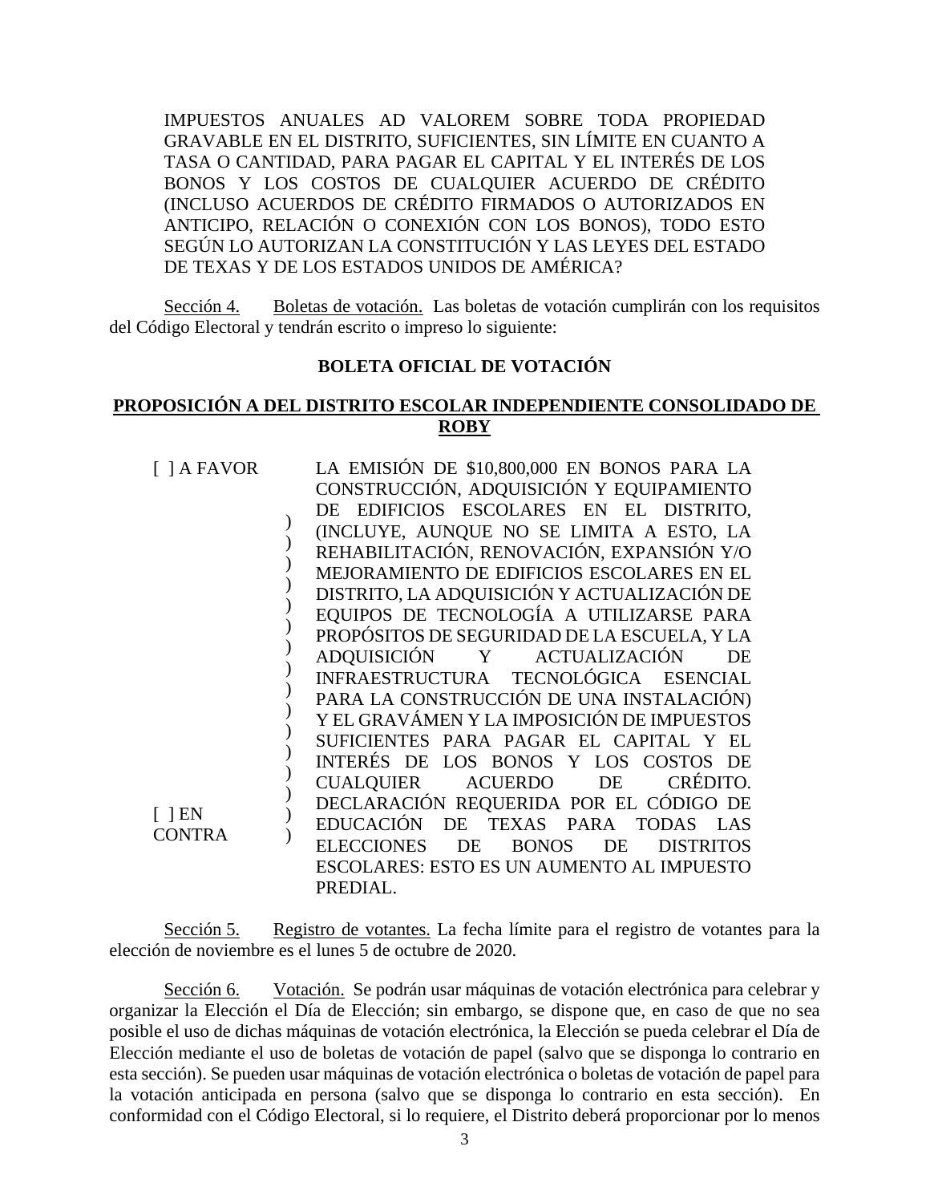IMPUESTOS ANUALES AD VALOREM SOBRE TODA PROPIEDAD GRAVABLE EN EL DISTRITO, SUFICIENTES, SIN LÍMITE EN CUANTO A TASA O CANTIDAD, PARA PAGAR EL CAPITAL Y EL INTERÉS DE LOS BONOS Y LOS COSTOS DE CUALQUIER ACUERDO DE CRÉDITO (INCLUSO ACUERDOS DE CRÉDITO FIRMADOS O AUTORIZADOS EN ANTICIPO, RELACIÓN O CONEXIÓN CON LOS BONOS), TODO ESTO SEGÚN LO AUTORIZAN LA CONSTITUCIÓN Y LAS LEYES DEL ESTADO DE TEXAS Y DE LOS ESTADOS UNIDOS DE AMÉRICA?

Sección 4. Boletas de votación. Las boletas de votación cumplirán con los requisitos del Código Electoral y tendrán escrito o impreso lo siguiente:

**BOLETA OFICIAL DE VOTACIÓN**

**PROPOSICIÓN A DEL DISTRITO ESCOLAR INDEPENDIENTE CONSOLIDADO DE ROBY**

| | | |
|---|---|---|
| [ ] A FAVOR<br><br>[ ] EN CONTRA | ) | LA EMISIÓN DE $10,800,000 EN BONOS PARA LA CONSTRUCCIÓN, ADQUISICIÓN Y EQUIPAMIENTO DE EDIFICIOS ESCOLARES EN EL DISTRITO, (INCLUYE, AUNQUE NO SE LIMITA A ESTO, LA REHABILITACIÓN, RENOVACIÓN, EXPANSIÓN Y/O MEJORAMIENTO DE EDIFICIOS ESCOLARES EN EL DISTRITO, LA ADQUISICIÓN Y ACTUALIZACIÓN DE EQUIPOS DE TECNOLOGÍA A UTILIZARSE PARA PROPÓSITOS DE SEGURIDAD DE LA ESCUELA, Y LA ADQUISICIÓN Y ACTUALIZACIÓN DE INFRAESTRUCTURA TECNOLÓGICA ESENCIAL PARA LA CONSTRUCCIÓN DE UNA INSTALACIÓN) Y EL GRAVÁMEN Y LA IMPOSICIÓN DE IMPUESTOS SUFICIENTES PARA PAGAR EL CAPITAL Y EL INTERÉS DE LOS BONOS Y LOS COSTOS DE CUALQUIER ACUERDO DE CRÉDITO. DECLARACIÓN REQUERIDA POR EL CÓDIGO DE EDUCACIÓN DE TEXAS PARA TODAS LAS ELECCIONES DE BONOS DE DISTRITOS ESCOLARES: ESTO ES UN AUMENTO AL IMPUESTO PREDIAL. |

Sección 5. Registro de votantes. La fecha límite para el registro de votantes para la elección de noviembre es el lunes 5 de octubre de 2020.

Sección 6. Votación. Se podrán usar máquinas de votación electrónica para celebrar y organizar la Elección el Día de Elección; sin embargo, se dispone que, en caso de que no sea posible el uso de dichas máquinas de votación electrónica, la Elección se pueda celebrar el Día de Elección mediante el uso de boletas de votación de papel (salvo que se disponga lo contrario en esta sección). Se pueden usar máquinas de votación electrónica o boletas de votación de papel para la votación anticipada en persona (salvo que se disponga lo contrario en esta sección). En conformidad con el Código Electoral, si lo requiere, el Distrito deberá proporcionar por lo menos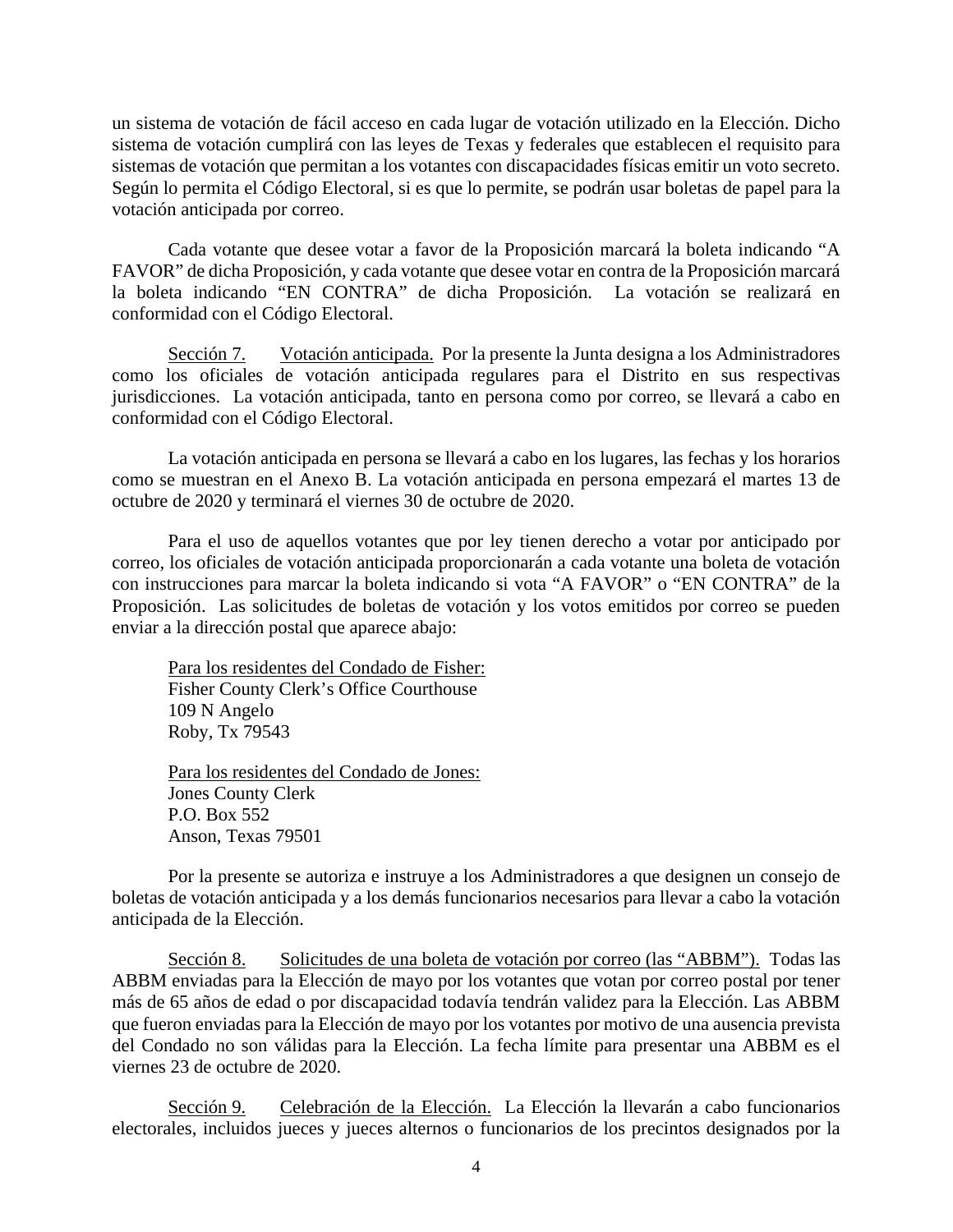un sistema de votación de fácil acceso en cada lugar de votación utilizado en la Elección. Dicho sistema de votación cumplirá con las leyes de Texas y federales que establecen el requisito para sistemas de votación que permitan a los votantes con discapacidades físicas emitir un voto secreto. Según lo permita el Código Electoral, si es que lo permite, se podrán usar boletas de papel para la votación anticipada por correo.

Cada votante que desee votar a favor de la Proposición marcará la boleta indicando "A FAVOR" de dicha Proposición, y cada votante que desee votar en contra de la Proposición marcará la boleta indicando "EN CONTRA" de dicha Proposición. La votación se realizará en conformidad con el Código Electoral.

<u>Sección 7.</u> <u>Votación anticipada.</u> Por la presente la Junta designa a los Administradores como los oficiales de votación anticipada regulares para el Distrito en sus respectivas jurisdicciones. La votación anticipada, tanto en persona como por correo, se llevará a cabo en conformidad con el Código Electoral.

La votación anticipada en persona se llevará a cabo en los lugares, las fechas y los horarios como se muestran en el Anexo B. La votación anticipada en persona empezará el martes 13 de octubre de 2020 y terminará el viernes 30 de octubre de 2020.

Para el uso de aquellos votantes que por ley tienen derecho a votar por anticipado por correo, los oficiales de votación anticipada proporcionarán a cada votante una boleta de votación con instrucciones para marcar la boleta indicando si vota "A FAVOR" o "EN CONTRA" de la Proposición. Las solicitudes de boletas de votación y los votos emitidos por correo se pueden enviar a la dirección postal que aparece abajo:

<u>Para los residentes del Condado de Fisher:</u>
Fisher County Clerk's Office Courthouse
109 N Angelo
Roby, Tx 79543

<u>Para los residentes del Condado de Jones:</u>
Jones County Clerk
P.O. Box 552
Anson, Texas 79501

Por la presente se autoriza e instruye a los Administradores a que designen un consejo de boletas de votación anticipada y a los demás funcionarios necesarios para llevar a cabo la votación anticipada de la Elección.

<u>Sección 8.</u> <u>Solicitudes de una boleta de votación por correo (las "ABBM").</u> Todas las ABBM enviadas para la Elección de mayo por los votantes que votan por correo postal por tener más de 65 años de edad o por discapacidad todavía tendrán validez para la Elección. Las ABBM que fueron enviadas para la Elección de mayo por los votantes por motivo de una ausencia prevista del Condado no son válidas para la Elección. La fecha límite para presentar una ABBM es el viernes 23 de octubre de 2020.

<u>Sección 9.</u> <u>Celebración de la Elección.</u> La Elección la llevarán a cabo funcionarios electorales, incluidos jueces y jueces alternos o funcionarios de los precintos designados por la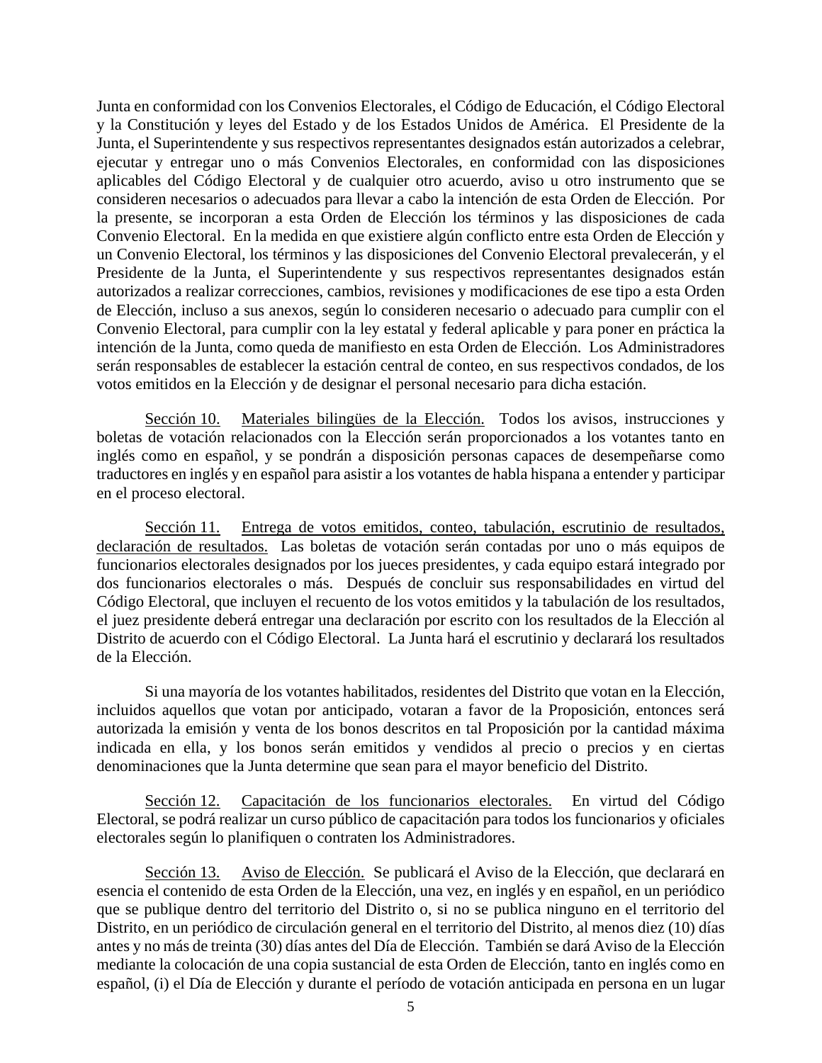Junta en conformidad con los Convenios Electorales, el Código de Educación, el Código Electoral y la Constitución y leyes del Estado y de los Estados Unidos de América. El Presidente de la Junta, el Superintendente y sus respectivos representantes designados están autorizados a celebrar, ejecutar y entregar uno o más Convenios Electorales, en conformidad con las disposiciones aplicables del Código Electoral y de cualquier otro acuerdo, aviso u otro instrumento que se consideren necesarios o adecuados para llevar a cabo la intención de esta Orden de Elección. Por la presente, se incorporan a esta Orden de Elección los términos y las disposiciones de cada Convenio Electoral. En la medida en que existiere algún conflicto entre esta Orden de Elección y un Convenio Electoral, los términos y las disposiciones del Convenio Electoral prevalecerán, y el Presidente de la Junta, el Superintendente y sus respectivos representantes designados están autorizados a realizar correcciones, cambios, revisiones y modificaciones de ese tipo a esta Orden de Elección, incluso a sus anexos, según lo consideren necesario o adecuado para cumplir con el Convenio Electoral, para cumplir con la ley estatal y federal aplicable y para poner en práctica la intención de la Junta, como queda de manifiesto en esta Orden de Elección. Los Administradores serán responsables de establecer la estación central de conteo, en sus respectivos condados, de los votos emitidos en la Elección y de designar el personal necesario para dicha estación.

Sección 10. Materiales bilingües de la Elección. Todos los avisos, instrucciones y boletas de votación relacionados con la Elección serán proporcionados a los votantes tanto en inglés como en español, y se pondrán a disposición personas capaces de desempeñarse como traductores en inglés y en español para asistir a los votantes de habla hispana a entender y participar en el proceso electoral.

Sección 11. Entrega de votos emitidos, conteo, tabulación, escrutinio de resultados, declaración de resultados. Las boletas de votación serán contadas por uno o más equipos de funcionarios electorales designados por los jueces presidentes, y cada equipo estará integrado por dos funcionarios electorales o más. Después de concluir sus responsabilidades en virtud del Código Electoral, que incluyen el recuento de los votos emitidos y la tabulación de los resultados, el juez presidente deberá entregar una declaración por escrito con los resultados de la Elección al Distrito de acuerdo con el Código Electoral. La Junta hará el escrutinio y declarará los resultados de la Elección.

Si una mayoría de los votantes habilitados, residentes del Distrito que votan en la Elección, incluidos aquellos que votan por anticipado, votaran a favor de la Proposición, entonces será autorizada la emisión y venta de los bonos descritos en tal Proposición por la cantidad máxima indicada en ella, y los bonos serán emitidos y vendidos al precio o precios y en ciertas denominaciones que la Junta determine que sean para el mayor beneficio del Distrito.

Sección 12. Capacitación de los funcionarios electorales. En virtud del Código Electoral, se podrá realizar un curso público de capacitación para todos los funcionarios y oficiales electorales según lo planifiquen o contraten los Administradores.

Sección 13. Aviso de Elección. Se publicará el Aviso de la Elección, que declarará en esencia el contenido de esta Orden de la Elección, una vez, en inglés y en español, en un periódico que se publique dentro del territorio del Distrito o, si no se publica ninguno en el territorio del Distrito, en un periódico de circulación general en el territorio del Distrito, al menos diez (10) días antes y no más de treinta (30) días antes del Día de Elección. También se dará Aviso de la Elección mediante la colocación de una copia sustancial de esta Orden de Elección, tanto en inglés como en español, (i) el Día de Elección y durante el período de votación anticipada en persona en un lugar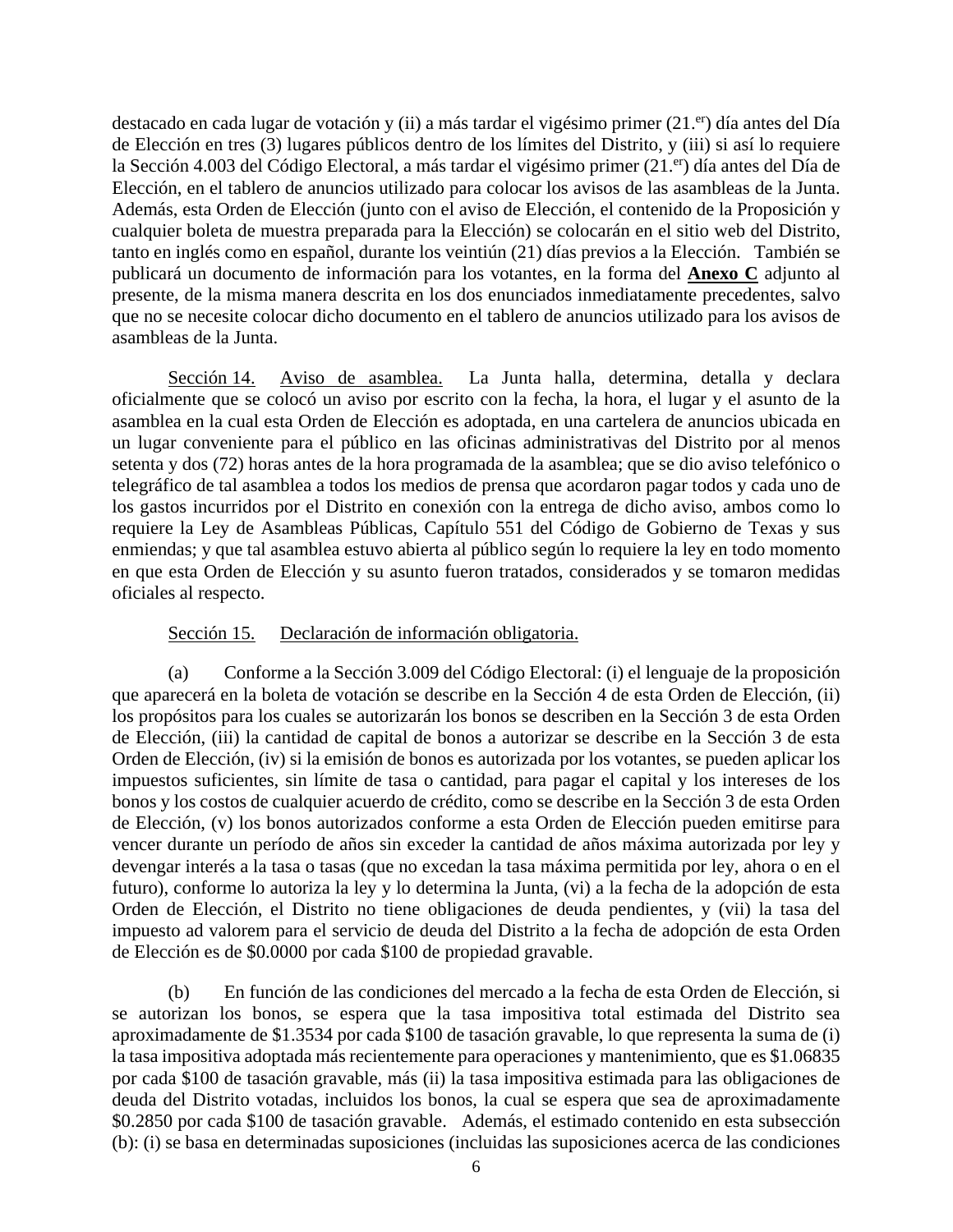destacado en cada lugar de votación y (ii) a más tardar el vigésimo primer (21.[er]) día antes del Día de Elección en tres (3) lugares públicos dentro de los límites del Distrito, y (iii) si así lo requiere la Sección 4.003 del Código Electoral, a más tardar el vigésimo primer (21.[er]) día antes del Día de Elección, en el tablero de anuncios utilizado para colocar los avisos de las asambleas de la Junta. Además, esta Orden de Elección (junto con el aviso de Elección, el contenido de la Proposición y cualquier boleta de muestra preparada para la Elección) se colocarán en el sitio web del Distrito, tanto en inglés como en español, durante los veintiún (21) días previos a la Elección. También se publicará un documento de información para los votantes, en la forma del **Anexo C** adjunto al presente, de la misma manera descrita en los dos enunciados inmediatamente precedentes, salvo que no se necesite colocar dicho documento en el tablero de anuncios utilizado para los avisos de asambleas de la Junta.

Sección 14. Aviso de asamblea. La Junta halla, determina, detalla y declara oficialmente que se colocó un aviso por escrito con la fecha, la hora, el lugar y el asunto de la asamblea en la cual esta Orden de Elección es adoptada, en una cartelera de anuncios ubicada en un lugar conveniente para el público en las oficinas administrativas del Distrito por al menos setenta y dos (72) horas antes de la hora programada de la asamblea; que se dio aviso telefónico o telegráfico de tal asamblea a todos los medios de prensa que acordaron pagar todos y cada uno de los gastos incurridos por el Distrito en conexión con la entrega de dicho aviso, ambos como lo requiere la Ley de Asambleas Públicas, Capítulo 551 del Código de Gobierno de Texas y sus enmiendas; y que tal asamblea estuvo abierta al público según lo requiere la ley en todo momento en que esta Orden de Elección y su asunto fueron tratados, considerados y se tomaron medidas oficiales al respecto.

Sección 15. Declaración de información obligatoria.

(a) Conforme a la Sección 3.009 del Código Electoral: (i) el lenguaje de la proposición que aparecerá en la boleta de votación se describe en la Sección 4 de esta Orden de Elección, (ii) los propósitos para los cuales se autorizarán los bonos se describen en la Sección 3 de esta Orden de Elección, (iii) la cantidad de capital de bonos a autorizar se describe en la Sección 3 de esta Orden de Elección, (iv) si la emisión de bonos es autorizada por los votantes, se pueden aplicar los impuestos suficientes, sin límite de tasa o cantidad, para pagar el capital y los intereses de los bonos y los costos de cualquier acuerdo de crédito, como se describe en la Sección 3 de esta Orden de Elección, (v) los bonos autorizados conforme a esta Orden de Elección pueden emitirse para vencer durante un período de años sin exceder la cantidad de años máxima autorizada por ley y devengar interés a la tasa o tasas (que no excedan la tasa máxima permitida por ley, ahora o en el futuro), conforme lo autoriza la ley y lo determina la Junta, (vi) a la fecha de la adopción de esta Orden de Elección, el Distrito no tiene obligaciones de deuda pendientes, y (vii) la tasa del impuesto ad valorem para el servicio de deuda del Distrito a la fecha de adopción de esta Orden de Elección es de $0.0000 por cada $100 de propiedad gravable.

(b) En función de las condiciones del mercado a la fecha de esta Orden de Elección, si se autorizan los bonos, se espera que la tasa impositiva total estimada del Distrito sea aproximadamente de $1.3534 por cada $100 de tasación gravable, lo que representa la suma de (i) la tasa impositiva adoptada más recientemente para operaciones y mantenimiento, que es $1.06835 por cada $100 de tasación gravable, más (ii) la tasa impositiva estimada para las obligaciones de deuda del Distrito votadas, incluidos los bonos, la cual se espera que sea de aproximadamente $0.2850 por cada $100 de tasación gravable. Además, el estimado contenido en esta subsección (b): (i) se basa en determinadas suposiciones (incluidas las suposiciones acerca de las condiciones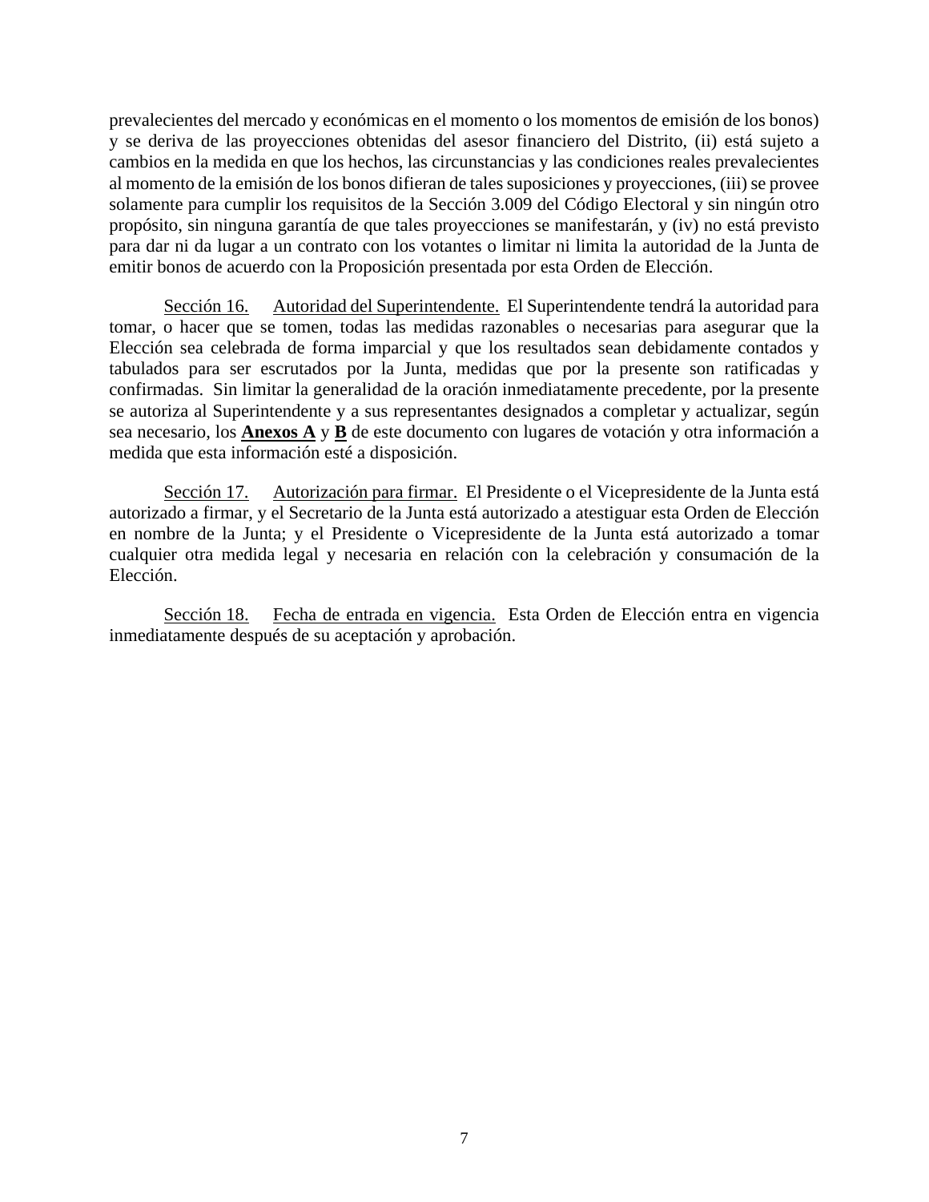prevalecientes del mercado y económicas en el momento o los momentos de emisión de los bonos) y se deriva de las proyecciones obtenidas del asesor financiero del Distrito, (ii) está sujeto a cambios en la medida en que los hechos, las circunstancias y las condiciones reales prevalecientes al momento de la emisión de los bonos difieran de tales suposiciones y proyecciones, (iii) se provee solamente para cumplir los requisitos de la Sección 3.009 del Código Electoral y sin ningún otro propósito, sin ninguna garantía de que tales proyecciones se manifestarán, y (iv) no está previsto para dar ni da lugar a un contrato con los votantes o limitar ni limita la autoridad de la Junta de emitir bonos de acuerdo con la Proposición presentada por esta Orden de Elección.

<u>Sección 16.</u> <u>Autoridad del Superintendente.</u> El Superintendente tendrá la autoridad para tomar, o hacer que se tomen, todas las medidas razonables o necesarias para asegurar que la Elección sea celebrada de forma imparcial y que los resultados sean debidamente contados y tabulados para ser escrutados por la Junta, medidas que por la presente son ratificadas y confirmadas. Sin limitar la generalidad de la oración inmediatamente precedente, por la presente se autoriza al Superintendente y a sus representantes designados a completar y actualizar, según sea necesario, los <u>**Anexos A**</u> y <u>**B**</u> de este documento con lugares de votación y otra información a medida que esta información esté a disposición.

<u>Sección 17.</u> <u>Autorización para firmar.</u> El Presidente o el Vicepresidente de la Junta está autorizado a firmar, y el Secretario de la Junta está autorizado a atestiguar esta Orden de Elección en nombre de la Junta; y el Presidente o Vicepresidente de la Junta está autorizado a tomar cualquier otra medida legal y necesaria en relación con la celebración y consumación de la Elección.

<u>Sección 18.</u> <u>Fecha de entrada en vigencia.</u> Esta Orden de Elección entra en vigencia inmediatamente después de su aceptación y aprobación.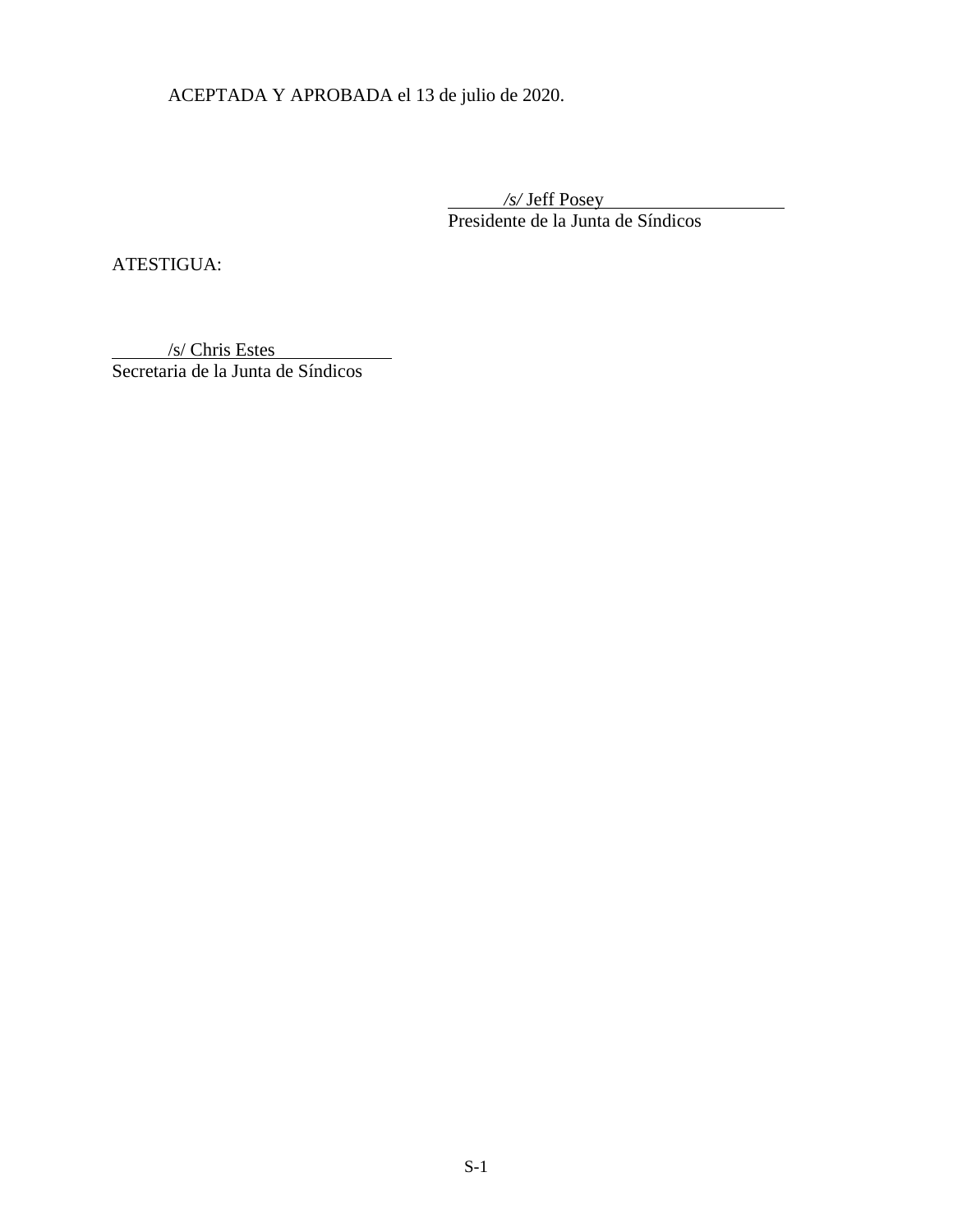ACEPTADA Y APROBADA el 13 de julio de 2020.

*/s/* Jeff Posey
Presidente de la Junta de Síndicos

ATESTIGUA:

/s/ Chris Estes
Secretaria de la Junta de Síndicos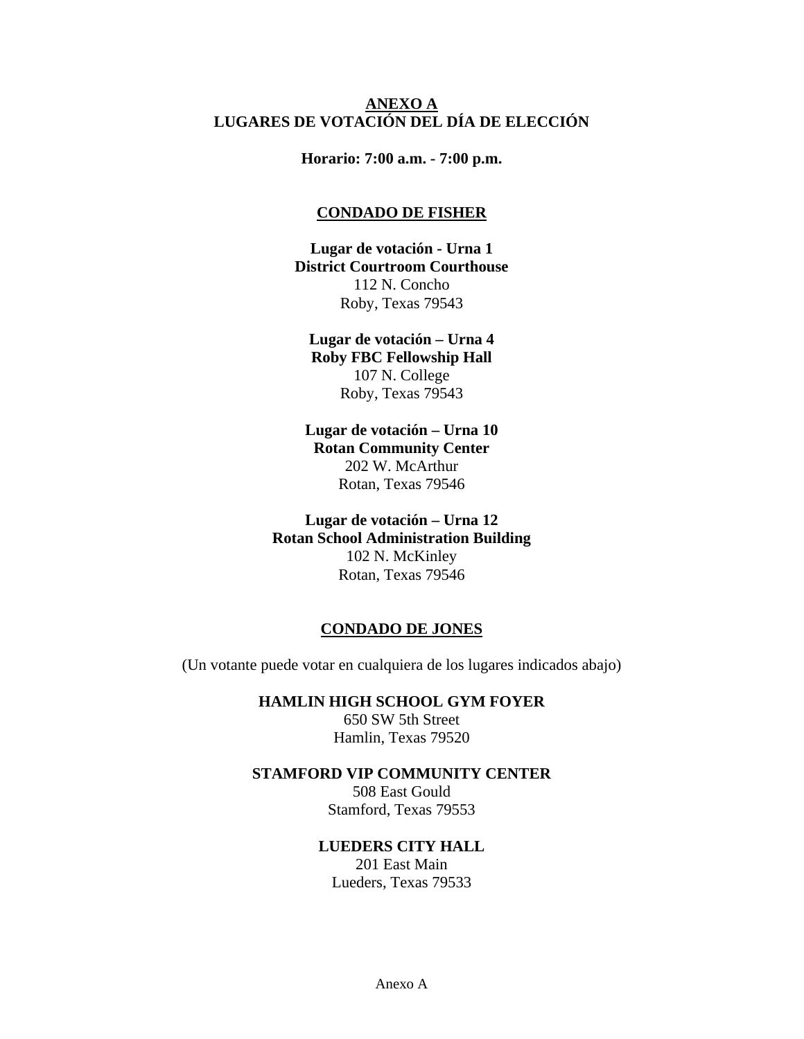# ANEXO A
# LUGARES DE VOTACIÓN DEL DÍA DE ELECCIÓN

**Horario: 7:00 a.m. - 7:00 p.m.**

## CONDADO DE FISHER

**Lugar de votación - Urna 1**
**District Courtroom Courthouse**
112 N. Concho
Roby, Texas 79543

**Lugar de votación – Urna 4**
**Roby FBC Fellowship Hall**
107 N. College
Roby, Texas 79543

**Lugar de votación – Urna 10**
**Rotan Community Center**
202 W. McArthur
Rotan, Texas 79546

**Lugar de votación – Urna 12**
**Rotan School Administration Building**
102 N. McKinley
Rotan, Texas 79546

## CONDADO DE JONES

(Un votante puede votar en cualquiera de los lugares indicados abajo)

**HAMLIN HIGH SCHOOL GYM FOYER**
650 SW 5th Street
Hamlin, Texas 79520

**STAMFORD VIP COMMUNITY CENTER**
508 East Gould
Stamford, Texas 79553

**LUEDERS CITY HALL**
201 East Main
Lueders, Texas 79533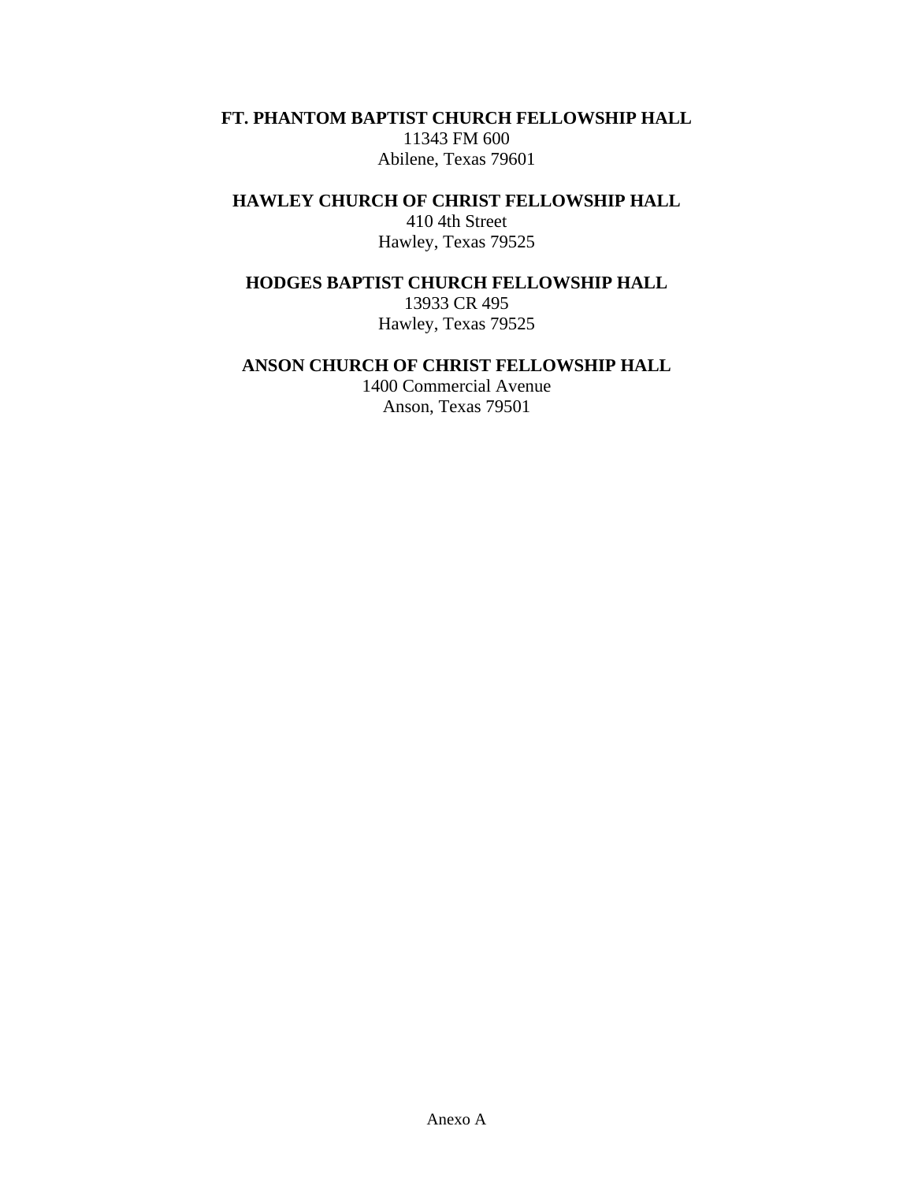**FT. PHANTOM BAPTIST CHURCH FELLOWSHIP HALL**
11343 FM 600
Abilene, Texas 79601

**HAWLEY CHURCH OF CHRIST FELLOWSHIP HALL**
410 4th Street
Hawley, Texas 79525

**HODGES BAPTIST CHURCH FELLOWSHIP HALL**
13933 CR 495
Hawley, Texas 79525

**ANSON CHURCH OF CHRIST FELLOWSHIP HALL**
1400 Commercial Avenue
Anson, Texas 79501

Anexo A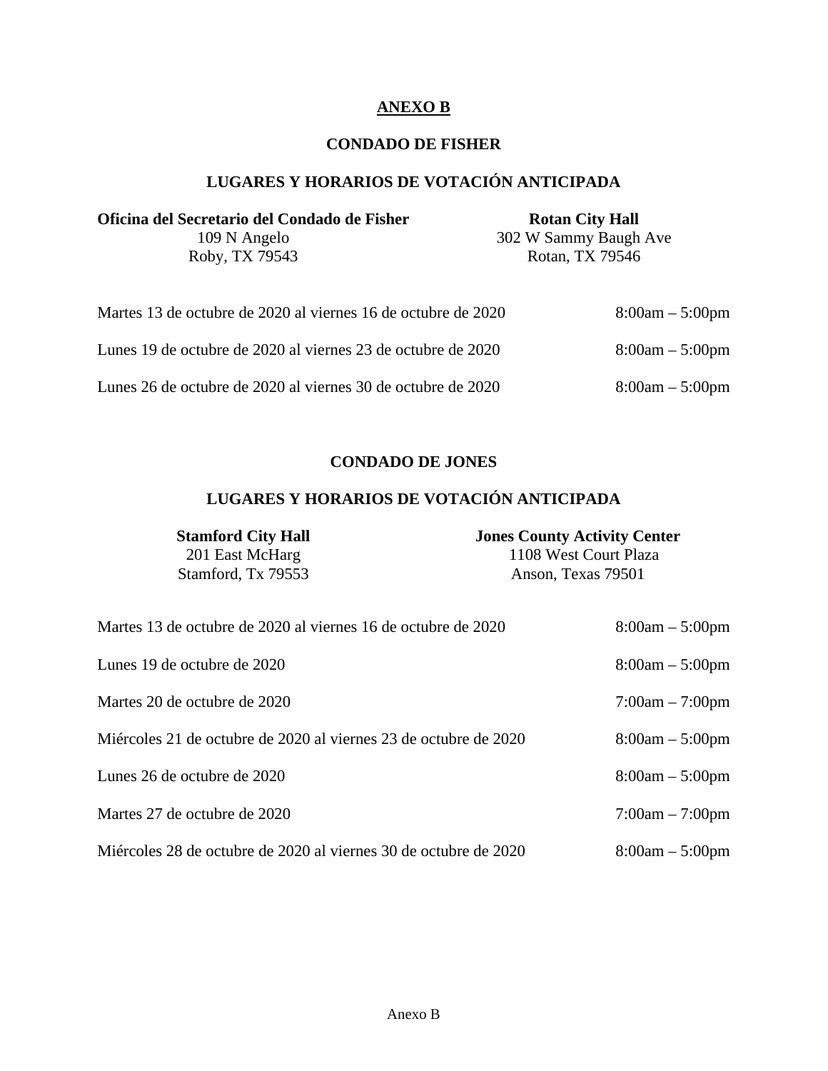# ANEXO B

## CONDADO DE FISHER

## LUGARES Y HORARIOS DE VOTACIÓN ANTICIPADA

**Oficina del Secretario del Condado de Fisher**
109 N Angelo
Roby, TX 79543

**Rotan City Hall**
302 W Sammy Baugh Ave
Rotan, TX 79546

| | |
|---|---|
| Martes 13 de octubre de 2020 al viernes 16 de octubre de 2020 | 8:00am – 5:00pm |
| Lunes 19 de octubre de 2020 al viernes 23 de octubre de 2020 | 8:00am – 5:00pm |
| Lunes 26 de octubre de 2020 al viernes 30 de octubre de 2020 | 8:00am – 5:00pm |

## CONDADO DE JONES

## LUGARES Y HORARIOS DE VOTACIÓN ANTICIPADA

**Stamford City Hall**
201 East McHarg
Stamford, Tx 79553

**Jones County Activity Center**
1108 West Court Plaza
Anson, Texas 79501

| | |
|---|---|
| Martes 13 de octubre de 2020 al viernes 16 de octubre de 2020 | 8:00am – 5:00pm |
| Lunes 19 de octubre de 2020 | 8:00am – 5:00pm |
| Martes 20 de octubre de 2020 | 7:00am – 7:00pm |
| Miércoles 21 de octubre de 2020 al viernes 23 de octubre de 2020 | 8:00am – 5:00pm |
| Lunes 26 de octubre de 2020 | 8:00am – 5:00pm |
| Martes 27 de octubre de 2020 | 7:00am – 7:00pm |
| Miércoles 28 de octubre de 2020 al viernes 30 de octubre de 2020 | 8:00am – 5:00pm |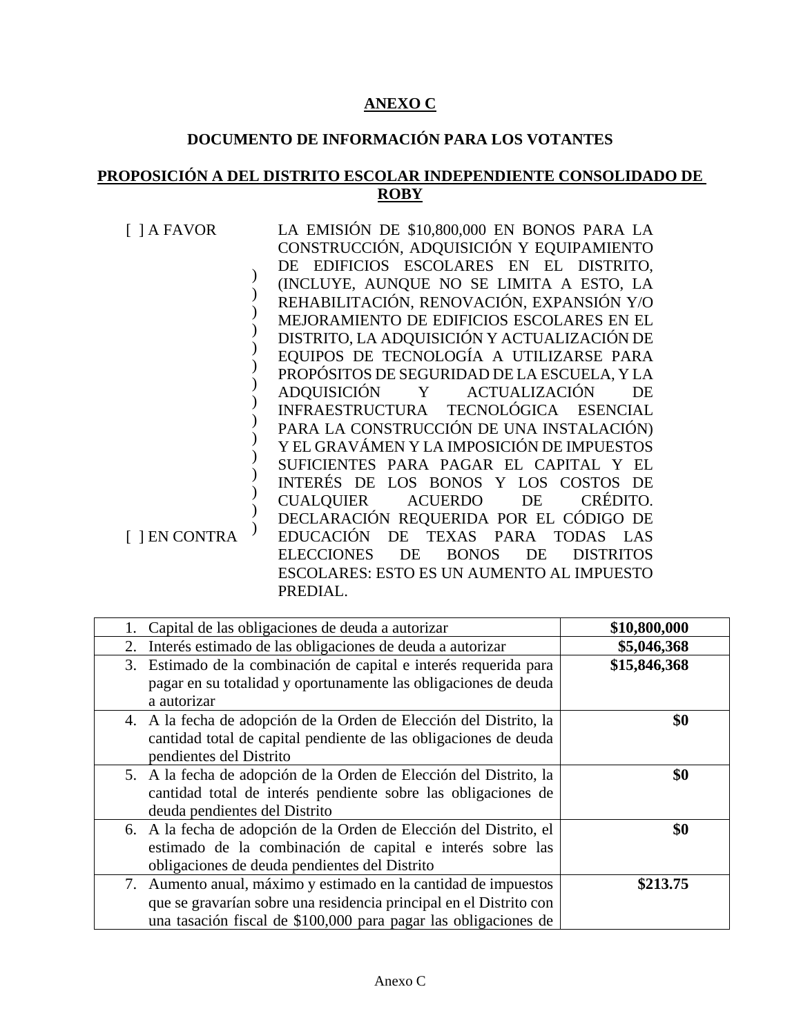**ANEXO C**

**DOCUMENTO DE INFORMACIÓN PARA LOS VOTANTES**

**PROPOSICIÓN A DEL DISTRITO ESCOLAR INDEPENDIENTE CONSOLIDADO DE ROBY**

[ ] A FAVOR

[ ] EN CONTRA

LA EMISIÓN DE $10,800,000 EN BONOS PARA LA CONSTRUCCIÓN, ADQUISICIÓN Y EQUIPAMIENTO DE EDIFICIOS ESCOLARES EN EL DISTRITO, (INCLUYE, AUNQUE NO SE LIMITA A ESTO, LA REHABILITACIÓN, RENOVACIÓN, EXPANSIÓN Y/O MEJORAMIENTO DE EDIFICIOS ESCOLARES EN EL DISTRITO, LA ADQUISICIÓN Y ACTUALIZACIÓN DE EQUIPOS DE TECNOLOGÍA A UTILIZARSE PARA PROPÓSITOS DE SEGURIDAD DE LA ESCUELA, Y LA ADQUISICIÓN Y ACTUALIZACIÓN DE INFRAESTRUCTURA TECNOLÓGICA ESENCIAL PARA LA CONSTRUCCIÓN DE UNA INSTALACIÓN) Y EL GRAVÁMEN Y LA IMPOSICIÓN DE IMPUESTOS SUFICIENTES PARA PAGAR EL CAPITAL Y EL INTERÉS DE LOS BONOS Y LOS COSTOS DE CUALQUIER ACUERDO DE CRÉDITO. DECLARACIÓN REQUERIDA POR EL CÓDIGO DE EDUCACIÓN DE TEXAS PARA TODAS LAS ELECCIONES DE BONOS DE DISTRITOS ESCOLARES: ESTO ES UN AUMENTO AL IMPUESTO PREDIAL.

| | |
|---|---|
| 1. Capital de las obligaciones de deuda a autorizar | **$10,800,000** |
| 2. Interés estimado de las obligaciones de deuda a autorizar | **$5,046,368** |
| 3. Estimado de la combinación de capital e interés requerida para pagar en su totalidad y oportunamente las obligaciones de deuda a autorizar | **$15,846,368** |
| 4. A la fecha de adopción de la Orden de Elección del Distrito, la cantidad total de capital pendiente de las obligaciones de deuda pendientes del Distrito | **$0** |
| 5. A la fecha de adopción de la Orden de Elección del Distrito, la cantidad total de interés pendiente sobre las obligaciones de deuda pendientes del Distrito | **$0** |
| 6. A la fecha de adopción de la Orden de Elección del Distrito, el estimado de la combinación de capital e interés sobre las obligaciones de deuda pendientes del Distrito | **$0** |
| 7. Aumento anual, máximo y estimado en la cantidad de impuestos que se gravarían sobre una residencia principal en el Distrito con una tasación fiscal de $100,000 para pagar las obligaciones de | **$213.75** |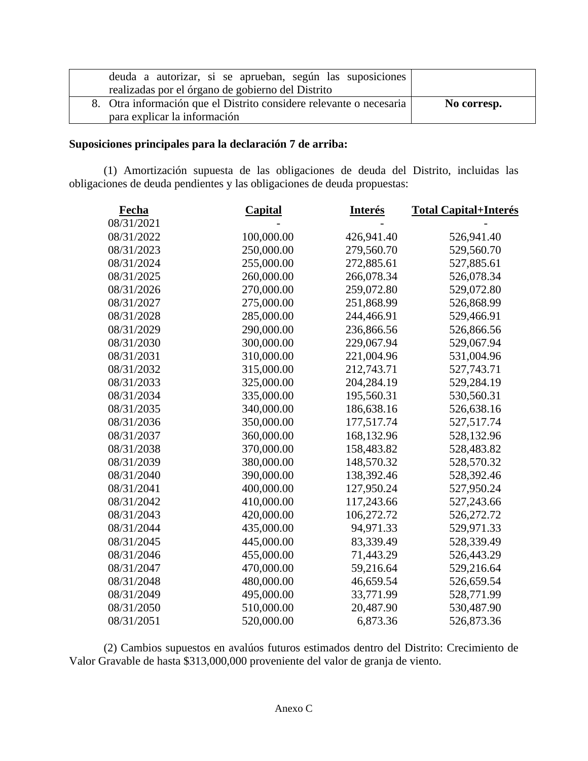|  |  |
|---|---|
| deuda a autorizar, si se aprueban, según las suposiciones realizadas por el órgano de gobierno del Distrito |  |
| 8. Otra información que el Distrito considere relevante o necesaria para explicar la información | **No corresp.** |

**Suposiciones principales para la declaración 7 de arriba:**

(1) Amortización supuesta de las obligaciones de deuda del Distrito, incluidas las obligaciones de deuda pendientes y las obligaciones de deuda propuestas:

| Fecha | Capital | Interés | Total Capital+Interés |
|---|---|---|---|
| 08/31/2021 | - | - | - |
| 08/31/2022 | 100,000.00 | 426,941.40 | 526,941.40 |
| 08/31/2023 | 250,000.00 | 279,560.70 | 529,560.70 |
| 08/31/2024 | 255,000.00 | 272,885.61 | 527,885.61 |
| 08/31/2025 | 260,000.00 | 266,078.34 | 526,078.34 |
| 08/31/2026 | 270,000.00 | 259,072.80 | 529,072.80 |
| 08/31/2027 | 275,000.00 | 251,868.99 | 526,868.99 |
| 08/31/2028 | 285,000.00 | 244,466.91 | 529,466.91 |
| 08/31/2029 | 290,000.00 | 236,866.56 | 526,866.56 |
| 08/31/2030 | 300,000.00 | 229,067.94 | 529,067.94 |
| 08/31/2031 | 310,000.00 | 221,004.96 | 531,004.96 |
| 08/31/2032 | 315,000.00 | 212,743.71 | 527,743.71 |
| 08/31/2033 | 325,000.00 | 204,284.19 | 529,284.19 |
| 08/31/2034 | 335,000.00 | 195,560.31 | 530,560.31 |
| 08/31/2035 | 340,000.00 | 186,638.16 | 526,638.16 |
| 08/31/2036 | 350,000.00 | 177,517.74 | 527,517.74 |
| 08/31/2037 | 360,000.00 | 168,132.96 | 528,132.96 |
| 08/31/2038 | 370,000.00 | 158,483.82 | 528,483.82 |
| 08/31/2039 | 380,000.00 | 148,570.32 | 528,570.32 |
| 08/31/2040 | 390,000.00 | 138,392.46 | 528,392.46 |
| 08/31/2041 | 400,000.00 | 127,950.24 | 527,950.24 |
| 08/31/2042 | 410,000.00 | 117,243.66 | 527,243.66 |
| 08/31/2043 | 420,000.00 | 106,272.72 | 526,272.72 |
| 08/31/2044 | 435,000.00 | 94,971.33 | 529,971.33 |
| 08/31/2045 | 445,000.00 | 83,339.49 | 528,339.49 |
| 08/31/2046 | 455,000.00 | 71,443.29 | 526,443.29 |
| 08/31/2047 | 470,000.00 | 59,216.64 | 529,216.64 |
| 08/31/2048 | 480,000.00 | 46,659.54 | 526,659.54 |
| 08/31/2049 | 495,000.00 | 33,771.99 | 528,771.99 |
| 08/31/2050 | 510,000.00 | 20,487.90 | 530,487.90 |
| 08/31/2051 | 520,000.00 | 6,873.36 | 526,873.36 |

(2) Cambios supuestos en avalúos futuros estimados dentro del Distrito: Crecimiento de Valor Gravable de hasta $313,000,000 proveniente del valor de granja de viento.

Anexo C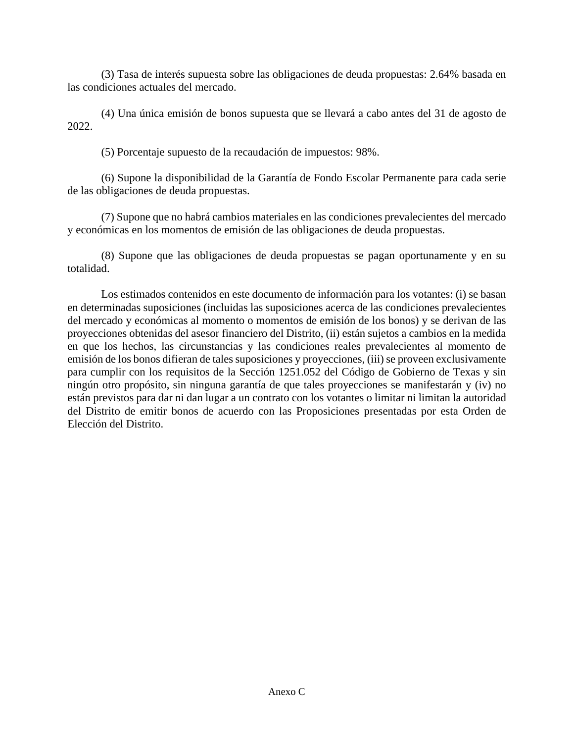(3) Tasa de interés supuesta sobre las obligaciones de deuda propuestas: 2.64% basada en las condiciones actuales del mercado.

(4) Una única emisión de bonos supuesta que se llevará a cabo antes del 31 de agosto de 2022.

(5) Porcentaje supuesto de la recaudación de impuestos: 98%.

(6) Supone la disponibilidad de la Garantía de Fondo Escolar Permanente para cada serie de las obligaciones de deuda propuestas.

(7) Supone que no habrá cambios materiales en las condiciones prevalecientes del mercado y económicas en los momentos de emisión de las obligaciones de deuda propuestas.

(8) Supone que las obligaciones de deuda propuestas se pagan oportunamente y en su totalidad.

Los estimados contenidos en este documento de información para los votantes: (i) se basan en determinadas suposiciones (incluidas las suposiciones acerca de las condiciones prevalecientes del mercado y económicas al momento o momentos de emisión de los bonos) y se derivan de las proyecciones obtenidas del asesor financiero del Distrito, (ii) están sujetos a cambios en la medida en que los hechos, las circunstancias y las condiciones reales prevalecientes al momento de emisión de los bonos difieran de tales suposiciones y proyecciones, (iii) se proveen exclusivamente para cumplir con los requisitos de la Sección 1251.052 del Código de Gobierno de Texas y sin ningún otro propósito, sin ninguna garantía de que tales proyecciones se manifestarán y (iv) no están previstos para dar ni dan lugar a un contrato con los votantes o limitar ni limitan la autoridad del Distrito de emitir bonos de acuerdo con las Proposiciones presentadas por esta Orden de Elección del Distrito.

Anexo C